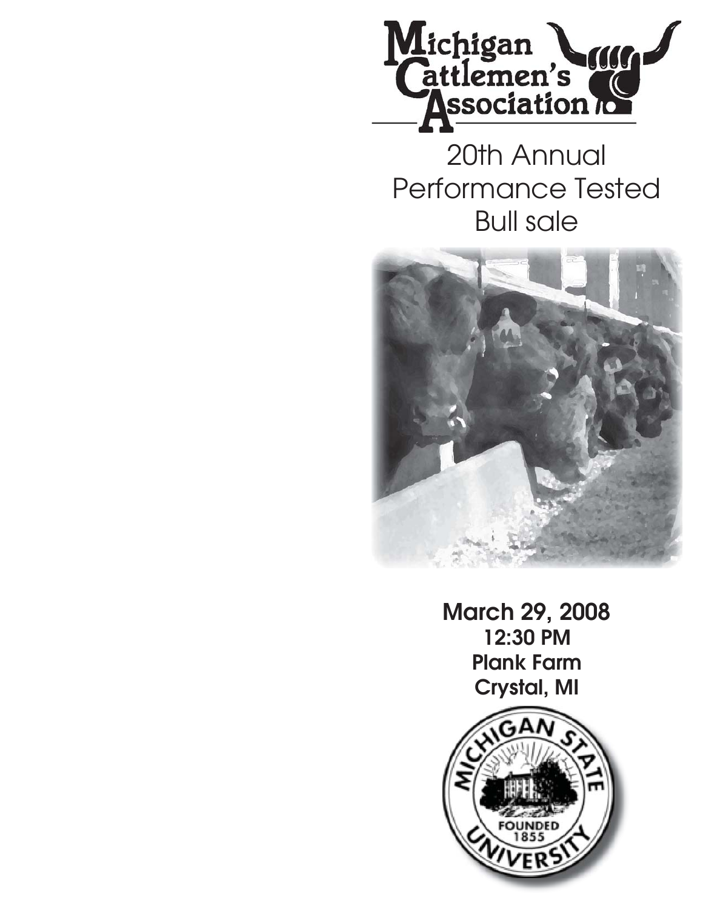Michigan Cattlemen's Association

# 20th Annual Performance Tested Bull sale

**March 29, 2008**
**12:30 PM**
**Plank Farm**
**Crystal, MI**

Michigan State University
Founded 1855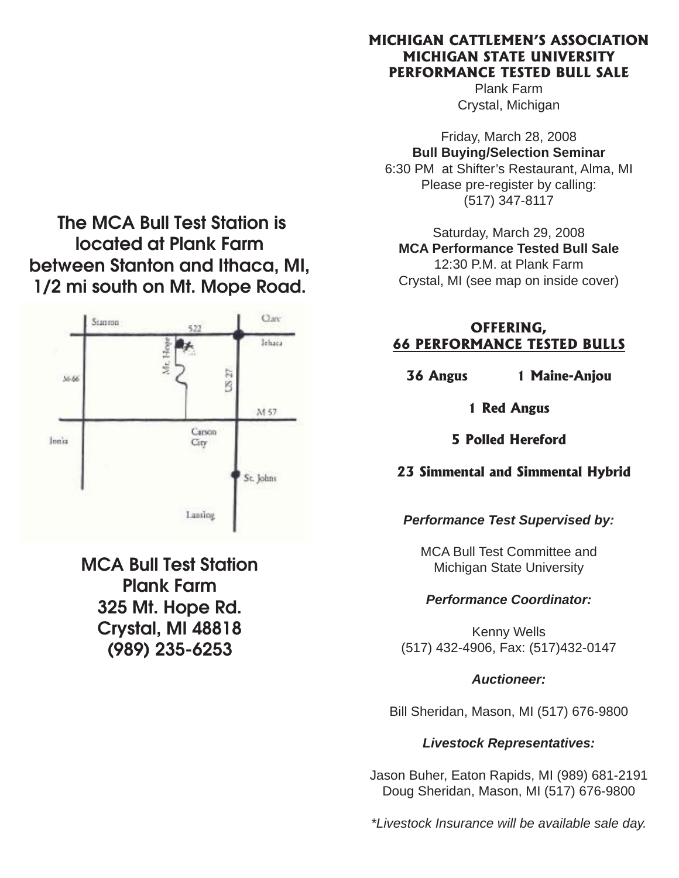The MCA Bull Test Station is located at Plank Farm between Stanton and Ithaca, MI, 1/2 mi south on Mt. Mope Road.

**MCA Bull Test Station**
**Plank Farm**
**325 Mt. Hope Rd.**
**Crystal, MI 48818**
**(989) 235-6253**

# MICHIGAN CATTLEMEN'S ASSOCIATION
# MICHIGAN STATE UNIVERSITY
# PERFORMANCE TESTED BULL SALE

Plank Farm
Crystal, Michigan

Friday, March 28, 2008
**Bull Buying/Selection Seminar**
6:30 PM at Shifter's Restaurant, Alma, MI
Please pre-register by calling:
(517) 347-8117

Saturday, March 29, 2008
**MCA Performance Tested Bull Sale**
12:30 P.M. at Plank Farm
Crystal, MI (see map on inside cover)

## OFFERING,
## 66 PERFORMANCE TESTED BULLS

**36 Angus** **1 Maine-Anjou**

**1 Red Angus**

**5 Polled Hereford**

**23 Simmental and Simmental Hybrid**

***Performance Test Supervised by:***

MCA Bull Test Committee and
Michigan State University

***Performance Coordinator:***

Kenny Wells
(517) 432-4906, Fax: (517)432-0147

***Auctioneer:***

Bill Sheridan, Mason, MI (517) 676-9800

***Livestock Representatives:***

Jason Buher, Eaton Rapids, MI (989) 681-2191
Doug Sheridan, Mason, MI (517) 676-9800

*\*Livestock Insurance will be available sale day.*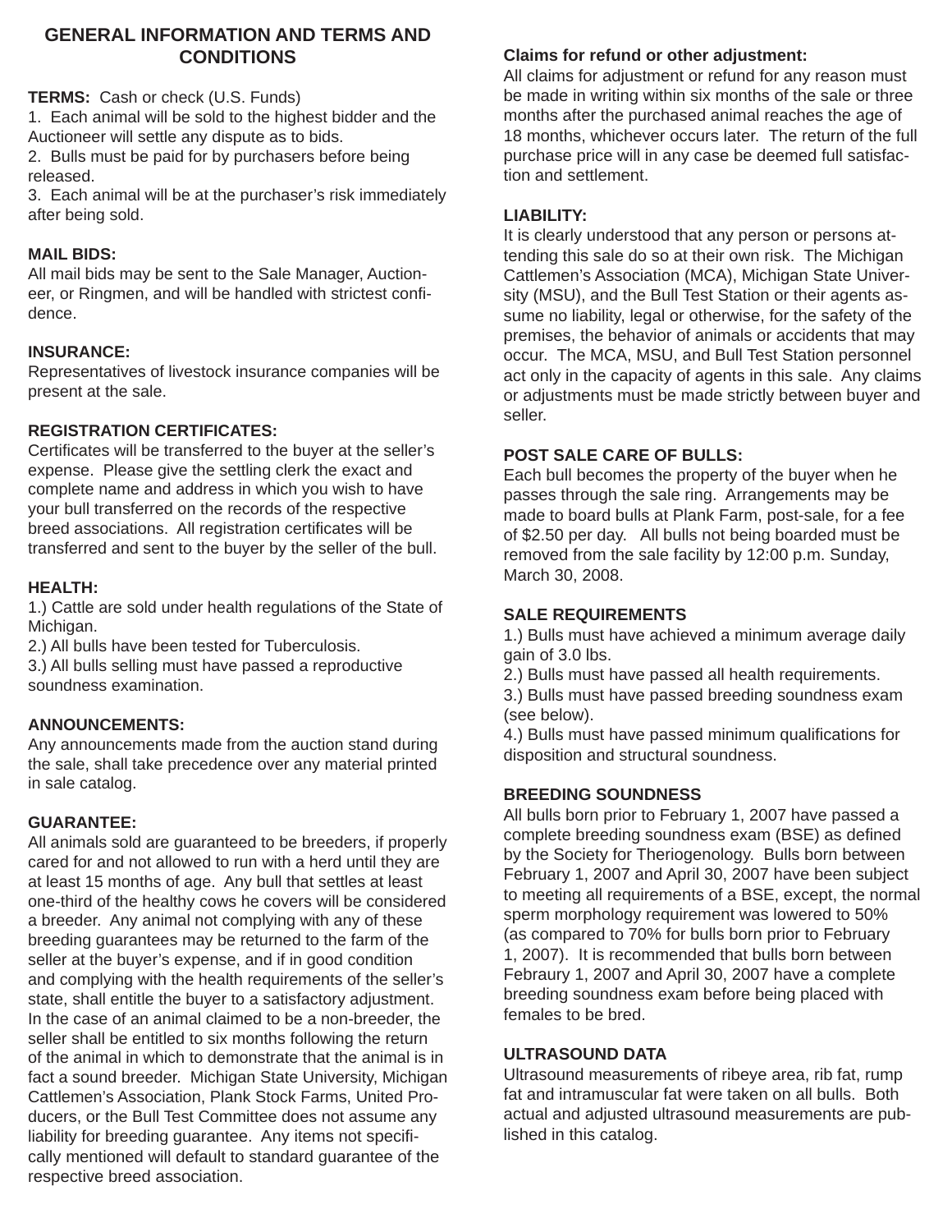## GENERAL INFORMATION AND TERMS AND CONDITIONS

**TERMS:** Cash or check (U.S. Funds)

1. Each animal will be sold to the highest bidder and the Auctioneer will settle any dispute as to bids.
2. Bulls must be paid for by purchasers before being released.
3. Each animal will be at the purchaser's risk immediately after being sold.

**MAIL BIDS:**

All mail bids may be sent to the Sale Manager, Auctioneer, or Ringmen, and will be handled with strictest confidence.

**INSURANCE:**

Representatives of livestock insurance companies will be present at the sale.

**REGISTRATION CERTIFICATES:**

Certificates will be transferred to the buyer at the seller's expense. Please give the settling clerk the exact and complete name and address in which you wish to have your bull transferred on the records of the respective breed associations. All registration certificates will be transferred and sent to the buyer by the seller of the bull.

**HEALTH:**

1.) Cattle are sold under health regulations of the State of Michigan.
2.) All bulls have been tested for Tuberculosis.
3.) All bulls selling must have passed a reproductive soundness examination.

**ANNOUNCEMENTS:**

Any announcements made from the auction stand during the sale, shall take precedence over any material printed in sale catalog.

**GUARANTEE:**

All animals sold are guaranteed to be breeders, if properly cared for and not allowed to run with a herd until they are at least 15 months of age. Any bull that settles at least one-third of the healthy cows he covers will be considered a breeder. Any animal not complying with any of these breeding guarantees may be returned to the farm of the seller at the buyer's expense, and if in good condition and complying with the health requirements of the seller's state, shall entitle the buyer to a satisfactory adjustment. In the case of an animal claimed to be a non-breeder, the seller shall be entitled to six months following the return of the animal in which to demonstrate that the animal is in fact a sound breeder. Michigan State University, Michigan Cattlemen's Association, Plank Stock Farms, United Producers, or the Bull Test Committee does not assume any liability for breeding guarantee. Any items not specifically mentioned will default to standard guarantee of the respective breed association.

**Claims for refund or other adjustment:**

All claims for adjustment or refund for any reason must be made in writing within six months of the sale or three months after the purchased animal reaches the age of 18 months, whichever occurs later. The return of the full purchase price will in any case be deemed full satisfaction and settlement.

**LIABILITY:**

It is clearly understood that any person or persons attending this sale do so at their own risk. The Michigan Cattlemen's Association (MCA), Michigan State University (MSU), and the Bull Test Station or their agents assume no liability, legal or otherwise, for the safety of the premises, the behavior of animals or accidents that may occur. The MCA, MSU, and Bull Test Station personnel act only in the capacity of agents in this sale. Any claims or adjustments must be made strictly between buyer and seller.

**POST SALE CARE OF BULLS:**

Each bull becomes the property of the buyer when he passes through the sale ring. Arrangements may be made to board bulls at Plank Farm, post-sale, for a fee of $2.50 per day. All bulls not being boarded must be removed from the sale facility by 12:00 p.m. Sunday, March 30, 2008.

**SALE REQUIREMENTS**

1.) Bulls must have achieved a minimum average daily gain of 3.0 lbs.
2.) Bulls must have passed all health requirements.
3.) Bulls must have passed breeding soundness exam (see below).
4.) Bulls must have passed minimum qualifications for disposition and structural soundness.

**BREEDING SOUNDNESS**

All bulls born prior to February 1, 2007 have passed a complete breeding soundness exam (BSE) as defined by the Society for Theriogenology. Bulls born between February 1, 2007 and April 30, 2007 have been subject to meeting all requirements of a BSE, except, the normal sperm morphology requirement was lowered to 50% (as compared to 70% for bulls born prior to February 1, 2007). It is recommended that bulls born between Febraury 1, 2007 and April 30, 2007 have a complete breeding soundness exam before being placed with females to be bred.

**ULTRASOUND DATA**

Ultrasound measurements of ribeye area, rib fat, rump fat and intramuscular fat were taken on all bulls. Both actual and adjusted ultrasound measurements are published in this catalog.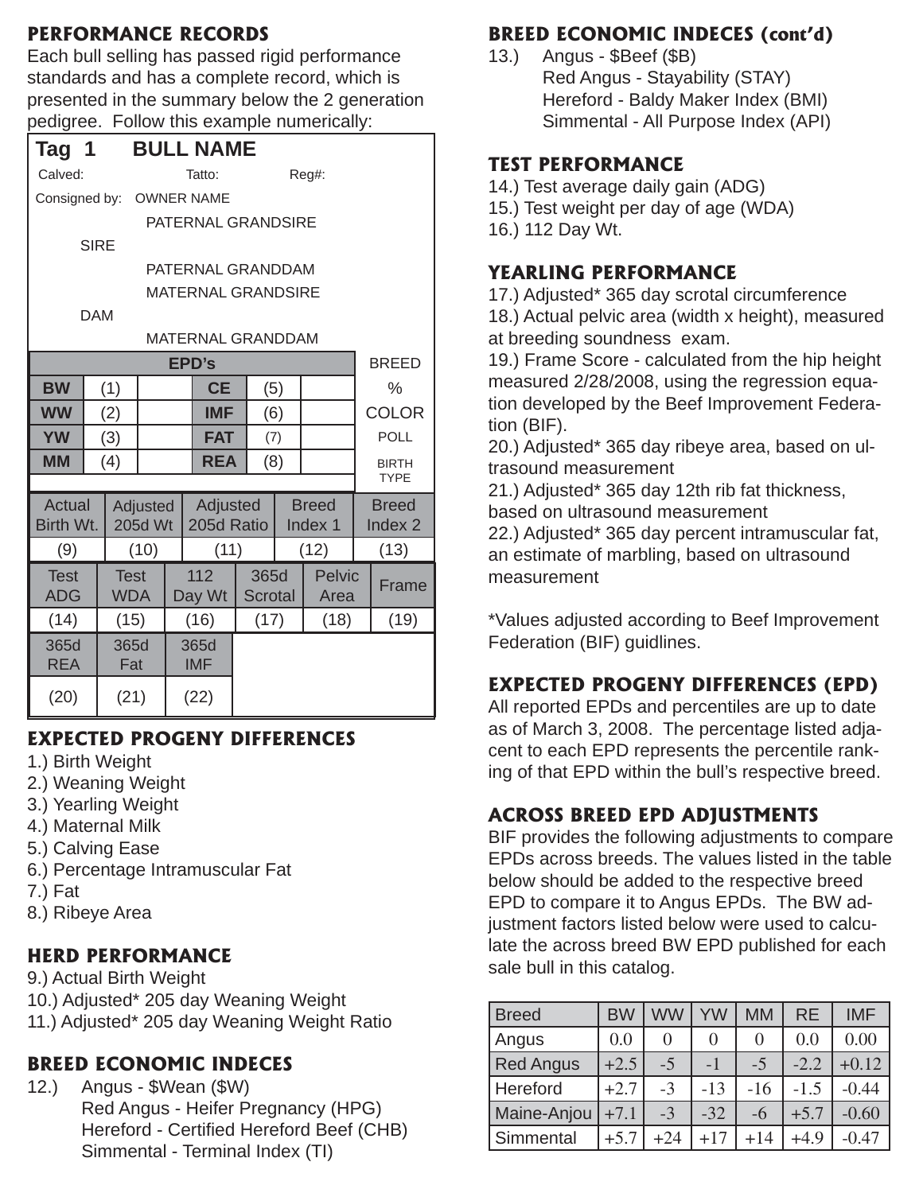## PERFORMANCE RECORDS

Each bull selling has passed rigid performance standards and has a complete record, which is presented in the summary below the 2 generation pedigree. Follow this example numerically:

**Tag 1 BULL NAME**

Calved: Tatto: Reg#:

Consigned by: OWNER NAME

| | |
|---|---|
| | PATERNAL GRANDSIRE |
| SIRE | |
| | PATERNAL GRANDDAM |
| | MATERNAL GRANDSIRE |
| DAM | |
| | MATERNAL GRANDDAM |

| EPD's | | | | | | BREED |
|---|---|---|---|---|---|---|
| BW | (1) | | CE | (5) | | % |
| WW | (2) | | IMF | (6) | | COLOR |
| YW | (3) | | FAT | (7) | | POLL |
| MM | (4) | | REA | (8) | | BIRTH TYPE |

| Actual Birth Wt. | Adjusted 205d Wt | Adjusted 205d Ratio | Breed Index 1 | Breed Index 2 |
|---|---|---|---|---|
| (9) | (10) | (11) | (12) | (13) |

| Test ADG | Test WDA | 112 Day Wt | 365d Scrotal | Pelvic Area | Frame |
|---|---|---|---|---|---|
| (14) | (15) | (16) | (17) | (18) | (19) |

| 365d REA | 365d Fat | 365d IMF |
|---|---|---|
| (20) | (21) | (22) |

## EXPECTED PROGENY DIFFERENCES

1.) Birth Weight
2.) Weaning Weight
3.) Yearling Weight
4.) Maternal Milk
5.) Calving Ease
6.) Percentage Intramuscular Fat
7.) Fat
8.) Ribeye Area

## HERD PERFORMANCE

9.) Actual Birth Weight
10.) Adjusted* 205 day Weaning Weight
11.) Adjusted* 205 day Weaning Weight Ratio

## BREED ECONOMIC INDECES

12.) Angus - $Wean ($W)
Red Angus - Heifer Pregnancy (HPG)
Hereford - Certified Hereford Beef (CHB)
Simmental - Terminal Index (TI)

## BREED ECONOMIC INDECES (cont'd)

13.) Angus - $Beef ($B)
Red Angus - Stayability (STAY)
Hereford - Baldy Maker Index (BMI)
Simmental - All Purpose Index (API)

## TEST PERFORMANCE

14.) Test average daily gain (ADG)
15.) Test weight per day of age (WDA)
16.) 112 Day Wt.

## YEARLING PERFORMANCE

17.) Adjusted* 365 day scrotal circumference
18.) Actual pelvic area (width x height), measured at breeding soundness exam.
19.) Frame Score - calculated from the hip height measured 2/28/2008, using the regression equation developed by the Beef Improvement Federation (BIF).
20.) Adjusted* 365 day ribeye area, based on ultrasound measurement
21.) Adjusted* 365 day 12th rib fat thickness, based on ultrasound measurement
22.) Adjusted* 365 day percent intramuscular fat, an estimate of marbling, based on ultrasound measurement

*Values adjusted according to Beef Improvement Federation (BIF) guidlines.

## EXPECTED PROGENY DIFFERENCES (EPD)

All reported EPDs and percentiles are up to date as of March 3, 2008. The percentage listed adjacent to each EPD represents the percentile ranking of that EPD within the bull's respective breed.

## ACROSS BREED EPD ADJUSTMENTS

BIF provides the following adjustments to compare EPDs across breeds. The values listed in the table below should be added to the respective breed EPD to compare it to Angus EPDs. The BW adjustment factors listed below were used to calculate the across breed BW EPD published for each sale bull in this catalog.

| Breed | BW | WW | YW | MM | RE | IMF |
|---|---|---|---|---|---|---|
| Angus | 0.0 | 0 | 0 | 0 | 0.0 | 0.00 |
| Red Angus | +2.5 | -5 | -1 | -5 | -2.2 | +0.12 |
| Hereford | +2.7 | -3 | -13 | -16 | -1.5 | -0.44 |
| Maine-Anjou | +7.1 | -3 | -32 | -6 | +5.7 | -0.60 |
| Simmental | +5.7 | +24 | +17 | +14 | +4.9 | -0.47 |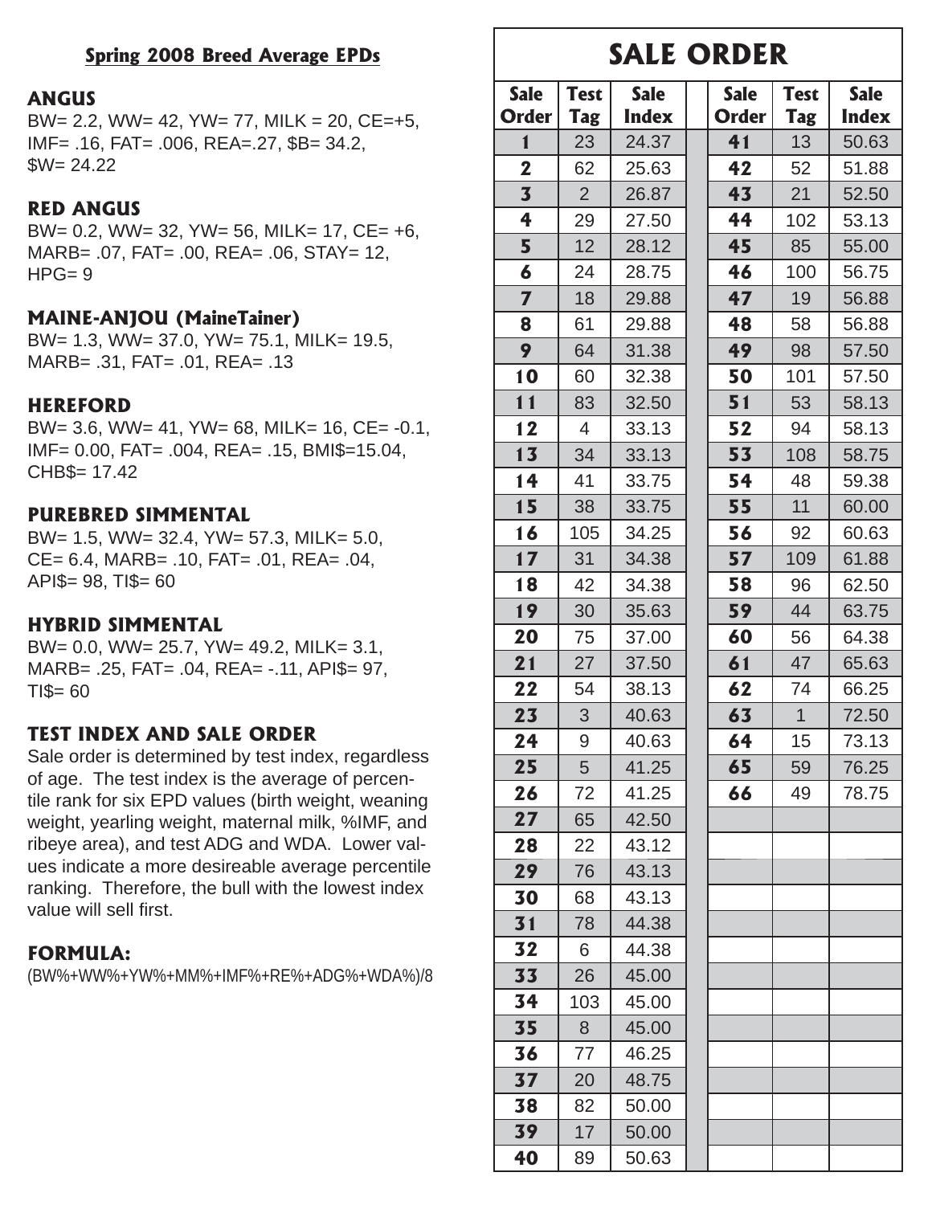## Spring 2008 Breed Average EPDs

### ANGUS

BW= 2.2, WW= 42, YW= 77, MILK = 20, CE=+5, IMF= .16, FAT= .006, REA=.27, $B= 34.2, $W= 24.22

### RED ANGUS

BW= 0.2, WW= 32, YW= 56, MILK= 17, CE= +6, MARB= .07, FAT= .00, REA= .06, STAY= 12, HPG= 9

### MAINE-ANJOU (MaineTainer)

BW= 1.3, WW= 37.0, YW= 75.1, MILK= 19.5, MARB= .31, FAT= .01, REA= .13

### HEREFORD

BW= 3.6, WW= 41, YW= 68, MILK= 16, CE= -0.1, IMF= 0.00, FAT= .004, REA= .15, BMI$=15.04, CHB$= 17.42

### PUREBRED SIMMENTAL

BW= 1.5, WW= 32.4, YW= 57.3, MILK= 5.0, CE= 6.4, MARB= .10, FAT= .01, REA= .04, API$= 98, TI$= 60

### HYBRID SIMMENTAL

BW= 0.0, WW= 25.7, YW= 49.2, MILK= 3.1, MARB= .25, FAT= .04, REA= -.11, API$= 97, TI$= 60

### TEST INDEX AND SALE ORDER

Sale order is determined by test index, regardless of age. The test index is the average of percentile rank for six EPD values (birth weight, weaning weight, yearling weight, maternal milk, %IMF, and ribeye area), and test ADG and WDA. Lower values indicate a more desireable average percentile ranking. Therefore, the bull with the lowest index value will sell first.

### FORMULA:

(BW%+WW%+YW%+MM%+IMF%+RE%+ADG%+WDA%)/8

## SALE ORDER

| Sale Order | Test Tag | Sale Index | Sale Order | Test Tag | Sale Index |
|---|---|---|---|---|---|
| 1 | 23 | 24.37 | 41 | 13 | 50.63 |
| 2 | 62 | 25.63 | 42 | 52 | 51.88 |
| 3 | 2 | 26.87 | 43 | 21 | 52.50 |
| 4 | 29 | 27.50 | 44 | 102 | 53.13 |
| 5 | 12 | 28.12 | 45 | 85 | 55.00 |
| 6 | 24 | 28.75 | 46 | 100 | 56.75 |
| 7 | 18 | 29.88 | 47 | 19 | 56.88 |
| 8 | 61 | 29.88 | 48 | 58 | 56.88 |
| 9 | 64 | 31.38 | 49 | 98 | 57.50 |
| 10 | 60 | 32.38 | 50 | 101 | 57.50 |
| 11 | 83 | 32.50 | 51 | 53 | 58.13 |
| 12 | 4 | 33.13 | 52 | 94 | 58.13 |
| 13 | 34 | 33.13 | 53 | 108 | 58.75 |
| 14 | 41 | 33.75 | 54 | 48 | 59.38 |
| 15 | 38 | 33.75 | 55 | 11 | 60.00 |
| 16 | 105 | 34.25 | 56 | 92 | 60.63 |
| 17 | 31 | 34.38 | 57 | 109 | 61.88 |
| 18 | 42 | 34.38 | 58 | 96 | 62.50 |
| 19 | 30 | 35.63 | 59 | 44 | 63.75 |
| 20 | 75 | 37.00 | 60 | 56 | 64.38 |
| 21 | 27 | 37.50 | 61 | 47 | 65.63 |
| 22 | 54 | 38.13 | 62 | 74 | 66.25 |
| 23 | 3 | 40.63 | 63 | 1 | 72.50 |
| 24 | 9 | 40.63 | 64 | 15 | 73.13 |
| 25 | 5 | 41.25 | 65 | 59 | 76.25 |
| 26 | 72 | 41.25 | 66 | 49 | 78.75 |
| 27 | 65 | 42.50 | | | |
| 28 | 22 | 43.12 | | | |
| 29 | 76 | 43.13 | | | |
| 30 | 68 | 43.13 | | | |
| 31 | 78 | 44.38 | | | |
| 32 | 6 | 44.38 | | | |
| 33 | 26 | 45.00 | | | |
| 34 | 103 | 45.00 | | | |
| 35 | 8 | 45.00 | | | |
| 36 | 77 | 46.25 | | | |
| 37 | 20 | 48.75 | | | |
| 38 | 82 | 50.00 | | | |
| 39 | 17 | 50.00 | | | |
| 40 | 89 | 50.63 | | | |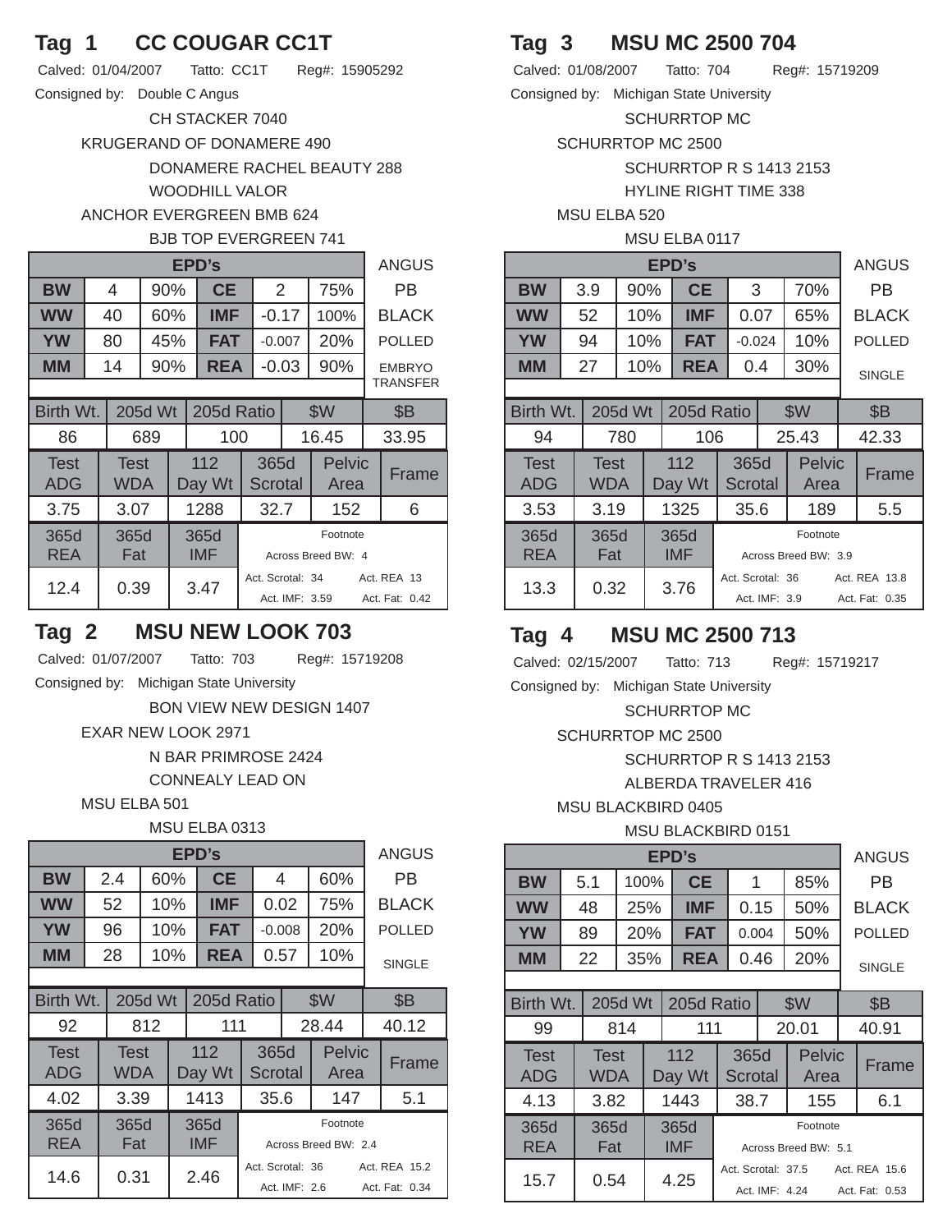## Tag 1 CC COUGAR CC1T

Calved: 01/04/2007 Tatto: CC1T Reg#: 15905292

Consigned by: Double C Angus

CH STACKER 7040
KRUGERAND OF DONAMERE 490
DONAMERE RACHEL BEAUTY 288
WOODHILL VALOR
ANCHOR EVERGREEN BMB 624
BJB TOP EVERGREEN 741

| EPD's | | | | | | ANGUS |
|---|---|---|---|---|---|---|
| BW | 4 | 90% | CE | 2 | 75% | PB |
| WW | 40 | 60% | IMF | -0.17 | 100% | BLACK |
| YW | 80 | 45% | FAT | -0.007 | 20% | POLLED |
| MM | 14 | 90% | REA | -0.03 | 90% | EMBRYO TRANSFER |

| Birth Wt. | 205d Wt | 205d Ratio | $W | $B |
|---|---|---|---|---|
| 86 | 689 | 100 | 16.45 | 33.95 |

| Test ADG | Test WDA | 112 Day Wt | 365d Scrotal | Pelvic Area | Frame |
|---|---|---|---|---|---|
| 3.75 | 3.07 | 1288 | 32.7 | 152 | 6 |

| 365d REA | 365d Fat | 365d IMF | Footnote |
|---|---|---|---|
| 12.4 | 0.39 | 3.47 | Across Breed BW: 4; Act. Scrotal: 34; Act. REA 13; Act. IMF: 3.59; Act. Fat: 0.42 |

## Tag 2 MSU NEW LOOK 703

Calved: 01/07/2007 Tatto: 703 Reg#: 15719208

Consigned by: Michigan State University

BON VIEW NEW DESIGN 1407
EXAR NEW LOOK 2971
N BAR PRIMROSE 2424
CONNEALY LEAD ON
MSU ELBA 501
MSU ELBA 0313

| EPD's | | | | | | ANGUS |
|---|---|---|---|---|---|---|
| BW | 2.4 | 60% | CE | 4 | 60% | PB |
| WW | 52 | 10% | IMF | 0.02 | 75% | BLACK |
| YW | 96 | 10% | FAT | -0.008 | 20% | POLLED |
| MM | 28 | 10% | REA | 0.57 | 10% | SINGLE |

| Birth Wt. | 205d Wt | 205d Ratio | $W | $B |
|---|---|---|---|---|
| 92 | 812 | 111 | 28.44 | 40.12 |

| Test ADG | Test WDA | 112 Day Wt | 365d Scrotal | Pelvic Area | Frame |
|---|---|---|---|---|---|
| 4.02 | 3.39 | 1413 | 35.6 | 147 | 5.1 |

| 365d REA | 365d Fat | 365d IMF | Footnote |
|---|---|---|---|
| 14.6 | 0.31 | 2.46 | Across Breed BW: 2.4; Act. Scrotal: 36; Act. REA 15.2; Act. IMF: 2.6; Act. Fat: 0.34 |

## Tag 3 MSU MC 2500 704

Calved: 01/08/2007 Tatto: 704 Reg#: 15719209

Consigned by: Michigan State University

SCHURRTOP MC
SCHURRTOP MC 2500
SCHURRTOP R S 1413 2153
HYLINE RIGHT TIME 338
MSU ELBA 520
MSU ELBA 0117

| EPD's | | | | | | ANGUS |
|---|---|---|---|---|---|---|
| BW | 3.9 | 90% | CE | 3 | 70% | PB |
| WW | 52 | 10% | IMF | 0.07 | 65% | BLACK |
| YW | 94 | 10% | FAT | -0.024 | 10% | POLLED |
| MM | 27 | 10% | REA | 0.4 | 30% | SINGLE |

| Birth Wt. | 205d Wt | 205d Ratio | $W | $B |
|---|---|---|---|---|
| 94 | 780 | 106 | 25.43 | 42.33 |

| Test ADG | Test WDA | 112 Day Wt | 365d Scrotal | Pelvic Area | Frame |
|---|---|---|---|---|---|
| 3.53 | 3.19 | 1325 | 35.6 | 189 | 5.5 |

| 365d REA | 365d Fat | 365d IMF | Footnote |
|---|---|---|---|
| 13.3 | 0.32 | 3.76 | Across Breed BW: 3.9; Act. Scrotal: 36; Act. REA 13.8; Act. IMF: 3.9; Act. Fat: 0.35 |

## Tag 4 MSU MC 2500 713

Calved: 02/15/2007 Tatto: 713 Reg#: 15719217

Consigned by: Michigan State University

SCHURRTOP MC
SCHURRTOP MC 2500
SCHURRTOP R S 1413 2153
ALBERDA TRAVELER 416
MSU BLACKBIRD 0405
MSU BLACKBIRD 0151

| EPD's | | | | | | ANGUS |
|---|---|---|---|---|---|---|
| BW | 5.1 | 100% | CE | 1 | 85% | PB |
| WW | 48 | 25% | IMF | 0.15 | 50% | BLACK |
| YW | 89 | 20% | FAT | 0.004 | 50% | POLLED |
| MM | 22 | 35% | REA | 0.46 | 20% | SINGLE |

| Birth Wt. | 205d Wt | 205d Ratio | $W | $B |
|---|---|---|---|---|
| 99 | 814 | 111 | 20.01 | 40.91 |

| Test ADG | Test WDA | 112 Day Wt | 365d Scrotal | Pelvic Area | Frame |
|---|---|---|---|---|---|
| 4.13 | 3.82 | 1443 | 38.7 | 155 | 6.1 |

| 365d REA | 365d Fat | 365d IMF | Footnote |
|---|---|---|---|
| 15.7 | 0.54 | 4.25 | Across Breed BW: 5.1; Act. Scrotal: 37.5; Act. REA 15.6; Act. IMF: 4.24; Act. Fat: 0.53 |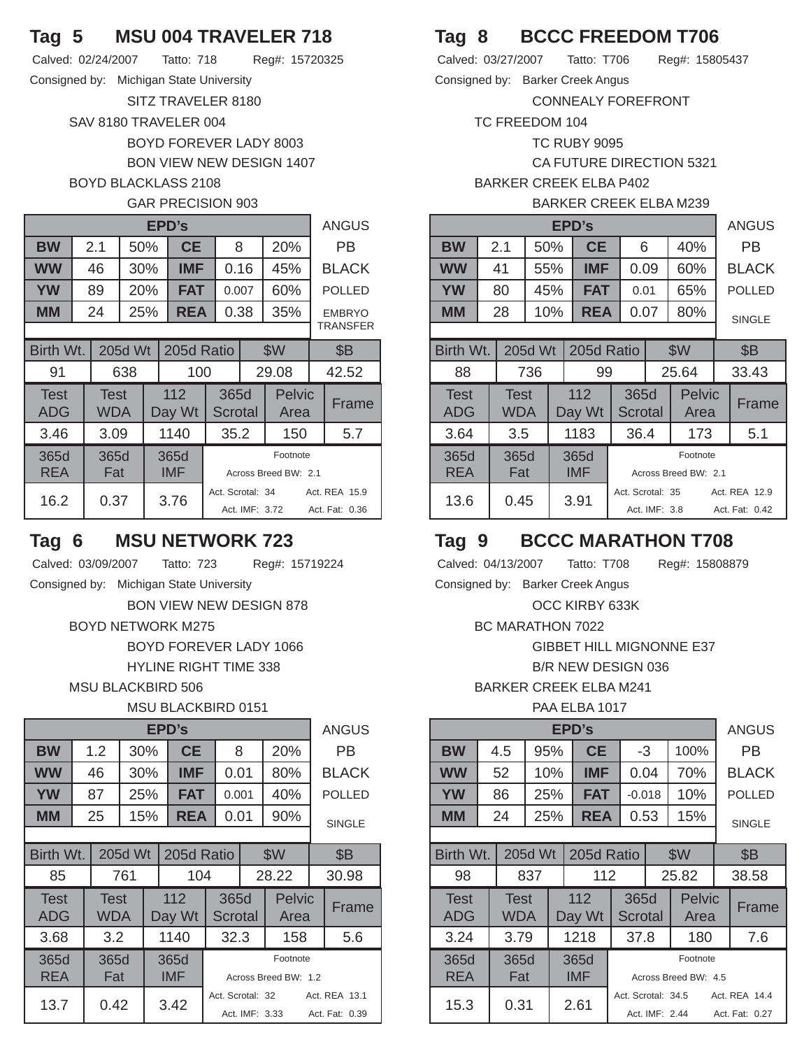## Tag 5 MSU 004 TRAVELER 718

Calved: 02/24/2007 Tatto: 718 Reg#: 15720325

Consigned by: Michigan State University

SITZ TRAVELER 8180
SAV 8180 TRAVELER 004
BOYD FOREVER LADY 8003
BON VIEW NEW DESIGN 1407
BOYD BLACKLASS 2108
GAR PRECISION 903

| EPD's | | | | | | ANGUS |
|---|---|---|---|---|---|---|
| BW | 2.1 | 50% | CE | 8 | 20% | PB |
| WW | 46 | 30% | IMF | 0.16 | 45% | BLACK |
| YW | 89 | 20% | FAT | 0.007 | 60% | POLLED |
| MM | 24 | 25% | REA | 0.38 | 35% | EMBRYO TRANSFER |

| Birth Wt. | 205d Wt | 205d Ratio | $W | $B |
|---|---|---|---|---|
| 91 | 638 | 100 | 29.08 | 42.52 |

| Test ADG | Test WDA | 112 Day Wt | 365d Scrotal | Pelvic Area | Frame |
|---|---|---|---|---|---|
| 3.46 | 3.09 | 1140 | 35.2 | 150 | 5.7 |

| 365d REA | 365d Fat | 365d IMF | Footnote |
|---|---|---|---|
| 16.2 | 0.37 | 3.76 | Across Breed BW: 2.1; Act. Scrotal: 34; Act. REA 15.9; Act. IMF: 3.72; Act. Fat: 0.36 |

## Tag 6 MSU NETWORK 723

Calved: 03/09/2007 Tatto: 723 Reg#: 15719224

Consigned by: Michigan State University

BON VIEW NEW DESIGN 878
BOYD NETWORK M275
BOYD FOREVER LADY 1066
HYLINE RIGHT TIME 338
MSU BLACKBIRD 506
MSU BLACKBIRD 0151

| EPD's | | | | | | ANGUS |
|---|---|---|---|---|---|---|
| BW | 1.2 | 30% | CE | 8 | 20% | PB |
| WW | 46 | 30% | IMF | 0.01 | 80% | BLACK |
| YW | 87 | 25% | FAT | 0.001 | 40% | POLLED |
| MM | 25 | 15% | REA | 0.01 | 90% | SINGLE |

| Birth Wt. | 205d Wt | 205d Ratio | $W | $B |
|---|---|---|---|---|
| 85 | 761 | 104 | 28.22 | 30.98 |

| Test ADG | Test WDA | 112 Day Wt | 365d Scrotal | Pelvic Area | Frame |
|---|---|---|---|---|---|
| 3.68 | 3.2 | 1140 | 32.3 | 158 | 5.6 |

| 365d REA | 365d Fat | 365d IMF | Footnote |
|---|---|---|---|
| 13.7 | 0.42 | 3.42 | Across Breed BW: 1.2; Act. Scrotal: 32; Act. REA 13.1; Act. IMF: 3.33; Act. Fat: 0.39 |

## Tag 8 BCCC FREEDOM T706

Calved: 03/27/2007 Tatto: T706 Reg#: 15805437

Consigned by: Barker Creek Angus

CONNEALY FOREFRONT
TC FREEDOM 104
TC RUBY 9095
CA FUTURE DIRECTION 5321
BARKER CREEK ELBA P402
BARKER CREEK ELBA M239

| EPD's | | | | | | ANGUS |
|---|---|---|---|---|---|---|
| BW | 2.1 | 50% | CE | 6 | 40% | PB |
| WW | 41 | 55% | IMF | 0.09 | 60% | BLACK |
| YW | 80 | 45% | FAT | 0.01 | 65% | POLLED |
| MM | 28 | 10% | REA | 0.07 | 80% | SINGLE |

| Birth Wt. | 205d Wt | 205d Ratio | $W | $B |
|---|---|---|---|---|
| 88 | 736 | 99 | 25.64 | 33.43 |

| Test ADG | Test WDA | 112 Day Wt | 365d Scrotal | Pelvic Area | Frame |
|---|---|---|---|---|---|
| 3.64 | 3.5 | 1183 | 36.4 | 173 | 5.1 |

| 365d REA | 365d Fat | 365d IMF | Footnote |
|---|---|---|---|
| 13.6 | 0.45 | 3.91 | Across Breed BW: 2.1; Act. Scrotal: 35; Act. REA 12.9; Act. IMF: 3.8; Act. Fat: 0.42 |

## Tag 9 BCCC MARATHON T708

Calved: 04/13/2007 Tatto: T708 Reg#: 15808879

Consigned by: Barker Creek Angus

OCC KIRBY 633K
BC MARATHON 7022
GIBBET HILL MIGNONNE E37
B/R NEW DESIGN 036
BARKER CREEK ELBA M241
PAA ELBA 1017

| EPD's | | | | | | ANGUS |
|---|---|---|---|---|---|---|
| BW | 4.5 | 95% | CE | -3 | 100% | PB |
| WW | 52 | 10% | IMF | 0.04 | 70% | BLACK |
| YW | 86 | 25% | FAT | -0.018 | 10% | POLLED |
| MM | 24 | 25% | REA | 0.53 | 15% | SINGLE |

| Birth Wt. | 205d Wt | 205d Ratio | $W | $B |
|---|---|---|---|---|
| 98 | 837 | 112 | 25.82 | 38.58 |

| Test ADG | Test WDA | 112 Day Wt | 365d Scrotal | Pelvic Area | Frame |
|---|---|---|---|---|---|
| 3.24 | 3.79 | 1218 | 37.8 | 180 | 7.6 |

| 365d REA | 365d Fat | 365d IMF | Footnote |
|---|---|---|---|
| 15.3 | 0.31 | 2.61 | Across Breed BW: 4.5; Act. Scrotal: 34.5; Act. REA 14.4; Act. IMF: 2.44; Act. Fat: 0.27 |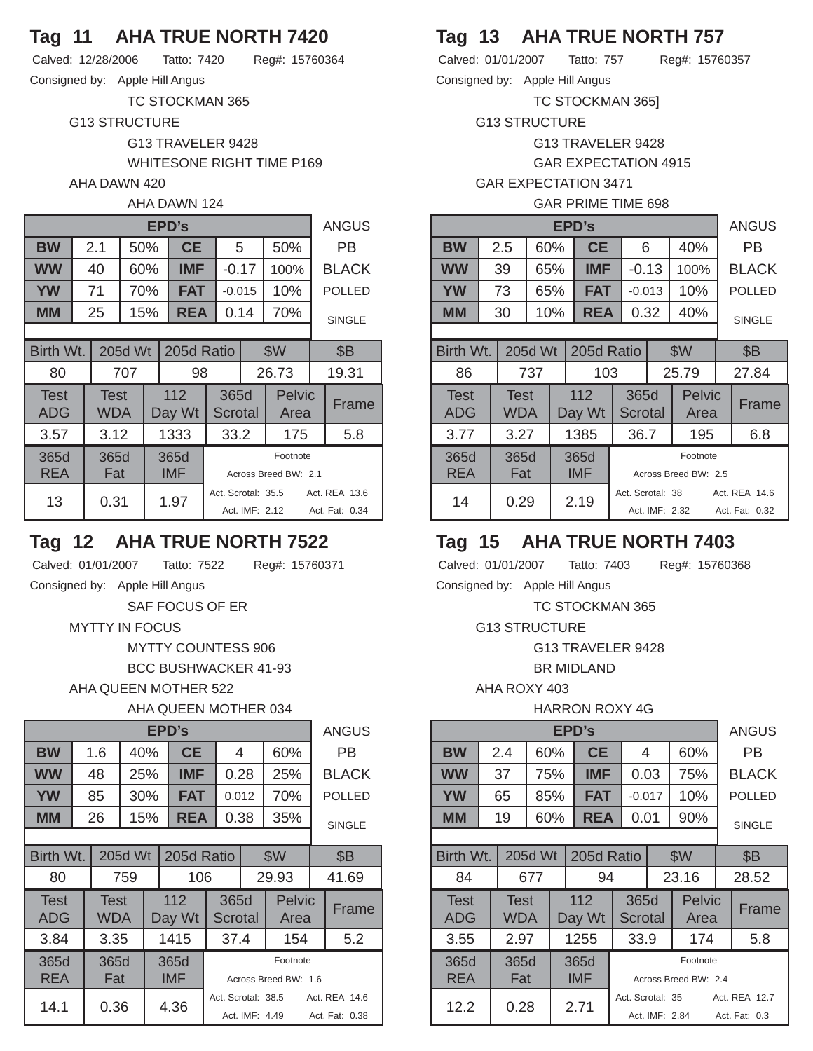## Tag 11 AHA TRUE NORTH 7420

Calved: 12/28/2006 Tatto: 7420 Reg#: 15760364

Consigned by: Apple Hill Angus

TC STOCKMAN 365
G13 STRUCTURE
G13 TRAVELER 9428
WHITESONE RIGHT TIME P169
AHA DAWN 420
AHA DAWN 124

| EPD's | | | | | | ANGUS |
|---|---|---|---|---|---|---|
| BW | 2.1 | 50% | CE | 5 | 50% | PB |
| WW | 40 | 60% | IMF | -0.17 | 100% | BLACK |
| YW | 71 | 70% | FAT | -0.015 | 10% | POLLED |
| MM | 25 | 15% | REA | 0.14 | 70% | SINGLE |

| Birth Wt. | 205d Wt | 205d Ratio | $W | $B |
|---|---|---|---|---|
| 80 | 707 | 98 | 26.73 | 19.31 |

| Test ADG | Test WDA | 112 Day Wt | 365d Scrotal | Pelvic Area | Frame |
|---|---|---|---|---|---|
| 3.57 | 3.12 | 1333 | 33.2 | 175 | 5.8 |

| 365d REA | 365d Fat | 365d IMF | Footnote |
|---|---|---|---|
| 13 | 0.31 | 1.97 | Across Breed BW: 2.1; Act. Scrotal: 35.5; Act. REA 13.6; Act. IMF: 2.12; Act. Fat: 0.34 |

## Tag 12 AHA TRUE NORTH 7522

Calved: 01/01/2007 Tatto: 7522 Reg#: 15760371

Consigned by: Apple Hill Angus

SAF FOCUS OF ER
MYTTY IN FOCUS
MYTTY COUNTESS 906
BCC BUSHWACKER 41-93
AHA QUEEN MOTHER 522
AHA QUEEN MOTHER 034

| EPD's | | | | | | ANGUS |
|---|---|---|---|---|---|---|
| BW | 1.6 | 40% | CE | 4 | 60% | PB |
| WW | 48 | 25% | IMF | 0.28 | 25% | BLACK |
| YW | 85 | 30% | FAT | 0.012 | 70% | POLLED |
| MM | 26 | 15% | REA | 0.38 | 35% | SINGLE |

| Birth Wt. | 205d Wt | 205d Ratio | $W | $B |
|---|---|---|---|---|
| 80 | 759 | 106 | 29.93 | 41.69 |

| Test ADG | Test WDA | 112 Day Wt | 365d Scrotal | Pelvic Area | Frame |
|---|---|---|---|---|---|
| 3.84 | 3.35 | 1415 | 37.4 | 154 | 5.2 |

| 365d REA | 365d Fat | 365d IMF | Footnote |
|---|---|---|---|
| 14.1 | 0.36 | 4.36 | Across Breed BW: 1.6; Act. Scrotal: 38.5; Act. REA 14.6; Act. IMF: 4.49; Act. Fat: 0.38 |

## Tag 13 AHA TRUE NORTH 757

Calved: 01/01/2007 Tatto: 757 Reg#: 15760357

Consigned by: Apple Hill Angus

TC STOCKMAN 365]
G13 STRUCTURE
G13 TRAVELER 9428
GAR EXPECTATION 4915
GAR EXPECTATION 3471
GAR PRIME TIME 698

| EPD's | | | | | | ANGUS |
|---|---|---|---|---|---|---|
| BW | 2.5 | 60% | CE | 6 | 40% | PB |
| WW | 39 | 65% | IMF | -0.13 | 100% | BLACK |
| YW | 73 | 65% | FAT | -0.013 | 10% | POLLED |
| MM | 30 | 10% | REA | 0.32 | 40% | SINGLE |

| Birth Wt. | 205d Wt | 205d Ratio | $W | $B |
|---|---|---|---|---|
| 86 | 737 | 103 | 25.79 | 27.84 |

| Test ADG | Test WDA | 112 Day Wt | 365d Scrotal | Pelvic Area | Frame |
|---|---|---|---|---|---|
| 3.77 | 3.27 | 1385 | 36.7 | 195 | 6.8 |

| 365d REA | 365d Fat | 365d IMF | Footnote |
|---|---|---|---|
| 14 | 0.29 | 2.19 | Across Breed BW: 2.5; Act. Scrotal: 38; Act. REA 14.6; Act. IMF: 2.32; Act. Fat: 0.32 |

## Tag 15 AHA TRUE NORTH 7403

Calved: 01/01/2007 Tatto: 7403 Reg#: 15760368

Consigned by: Apple Hill Angus

TC STOCKMAN 365
G13 STRUCTURE
G13 TRAVELER 9428
BR MIDLAND
AHA ROXY 403
HARRON ROXY 4G

| EPD's | | | | | | ANGUS |
|---|---|---|---|---|---|---|
| BW | 2.4 | 60% | CE | 4 | 60% | PB |
| WW | 37 | 75% | IMF | 0.03 | 75% | BLACK |
| YW | 65 | 85% | FAT | -0.017 | 10% | POLLED |
| MM | 19 | 60% | REA | 0.01 | 90% | SINGLE |

| Birth Wt. | 205d Wt | 205d Ratio | $W | $B |
|---|---|---|---|---|
| 84 | 677 | 94 | 23.16 | 28.52 |

| Test ADG | Test WDA | 112 Day Wt | 365d Scrotal | Pelvic Area | Frame |
|---|---|---|---|---|---|
| 3.55 | 2.97 | 1255 | 33.9 | 174 | 5.8 |

| 365d REA | 365d Fat | 365d IMF | Footnote |
|---|---|---|---|
| 12.2 | 0.28 | 2.71 | Across Breed BW: 2.4; Act. Scrotal: 35; Act. REA 12.7; Act. IMF: 2.84; Act. Fat: 0.3 |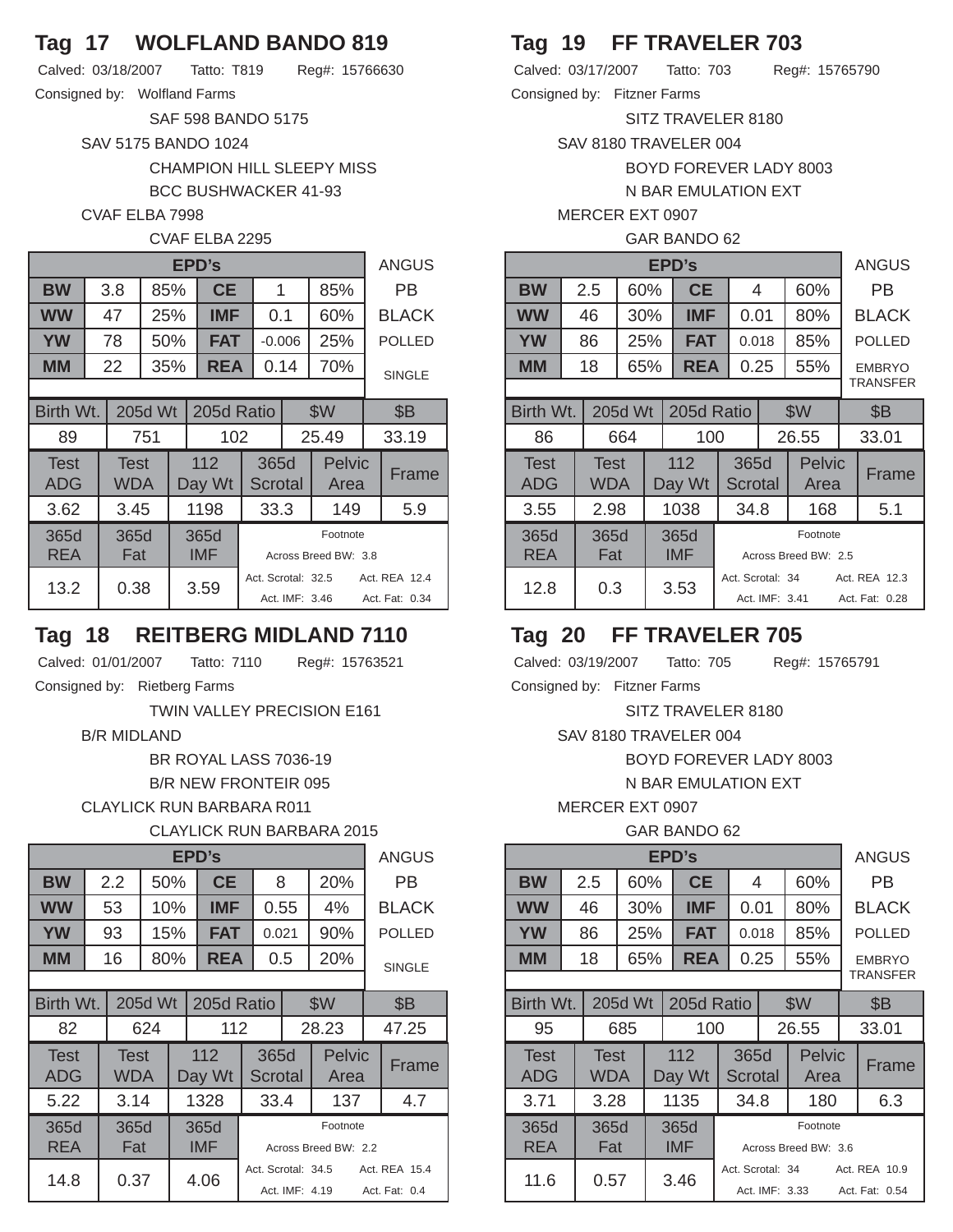## Tag 17 WOLFLAND BANDO 819

Calved: 03/18/2007 Tatto: T819 Reg#: 15766630

Consigned by: Wolfland Farms

SAF 598 BANDO 5175
SAV 5175 BANDO 1024
CHAMPION HILL SLEEPY MISS
BCC BUSHWACKER 41-93
CVAF ELBA 7998
CVAF ELBA 2295

| EPD's | | | | | | ANGUS |
|---|---|---|---|---|---|---|
| BW | 3.8 | 85% | CE | 1 | 85% | PB |
| WW | 47 | 25% | IMF | 0.1 | 60% | BLACK |
| YW | 78 | 50% | FAT | -0.006 | 25% | POLLED |
| MM | 22 | 35% | REA | 0.14 | 70% | SINGLE |

| Birth Wt. | 205d Wt | 205d Ratio | $W | $B |
|---|---|---|---|---|
| 89 | 751 | 102 | 25.49 | 33.19 |

| Test ADG | Test WDA | 112 Day Wt | 365d Scrotal | Pelvic Area | Frame |
|---|---|---|---|---|---|
| 3.62 | 3.45 | 1198 | 33.3 | 149 | 5.9 |

| 365d REA | 365d Fat | 365d IMF | Footnote |
|---|---|---|---|
| 13.2 | 0.38 | 3.59 | Across Breed BW: 3.8<br>Act. Scrotal: 32.5 Act. REA 12.4<br>Act. IMF: 3.46 Act. Fat: 0.34 |

## Tag 18 REITBERG MIDLAND 7110

Calved: 01/01/2007 Tatto: 7110 Reg#: 15763521

Consigned by: Rietberg Farms

TWIN VALLEY PRECISION E161
B/R MIDLAND
BR ROYAL LASS 7036-19
B/R NEW FRONTEIR 095
CLAYLICK RUN BARBARA R011
CLAYLICK RUN BARBARA 2015

| EPD's | | | | | | ANGUS |
|---|---|---|---|---|---|---|
| BW | 2.2 | 50% | CE | 8 | 20% | PB |
| WW | 53 | 10% | IMF | 0.55 | 4% | BLACK |
| YW | 93 | 15% | FAT | 0.021 | 90% | POLLED |
| MM | 16 | 80% | REA | 0.5 | 20% | SINGLE |

| Birth Wt. | 205d Wt | 205d Ratio | $W | $B |
|---|---|---|---|---|
| 82 | 624 | 112 | 28.23 | 47.25 |

| Test ADG | Test WDA | 112 Day Wt | 365d Scrotal | Pelvic Area | Frame |
|---|---|---|---|---|---|
| 5.22 | 3.14 | 1328 | 33.4 | 137 | 4.7 |

| 365d REA | 365d Fat | 365d IMF | Footnote |
|---|---|---|---|
| 14.8 | 0.37 | 4.06 | Across Breed BW: 2.2<br>Act. Scrotal: 34.5 Act. REA 15.4<br>Act. IMF: 4.19 Act. Fat: 0.4 |

## Tag 19 FF TRAVELER 703

Calved: 03/17/2007 Tatto: 703 Reg#: 15765790

Consigned by: Fitzner Farms

SITZ TRAVELER 8180
SAV 8180 TRAVELER 004
BOYD FOREVER LADY 8003
N BAR EMULATION EXT
MERCER EXT 0907
GAR BANDO 62

| EPD's | | | | | | ANGUS |
|---|---|---|---|---|---|---|
| BW | 2.5 | 60% | CE | 4 | 60% | PB |
| WW | 46 | 30% | IMF | 0.01 | 80% | BLACK |
| YW | 86 | 25% | FAT | 0.018 | 85% | POLLED |
| MM | 18 | 65% | REA | 0.25 | 55% | EMBRYO TRANSFER |

| Birth Wt. | 205d Wt | 205d Ratio | $W | $B |
|---|---|---|---|---|
| 86 | 664 | 100 | 26.55 | 33.01 |

| Test ADG | Test WDA | 112 Day Wt | 365d Scrotal | Pelvic Area | Frame |
|---|---|---|---|---|---|
| 3.55 | 2.98 | 1038 | 34.8 | 168 | 5.1 |

| 365d REA | 365d Fat | 365d IMF | Footnote |
|---|---|---|---|
| 12.8 | 0.3 | 3.53 | Across Breed BW: 2.5<br>Act. Scrotal: 34 Act. REA 12.3<br>Act. IMF: 3.41 Act. Fat: 0.28 |

## Tag 20 FF TRAVELER 705

Calved: 03/19/2007 Tatto: 705 Reg#: 15765791

Consigned by: Fitzner Farms

SITZ TRAVELER 8180
SAV 8180 TRAVELER 004
BOYD FOREVER LADY 8003
N BAR EMULATION EXT
MERCER EXT 0907
GAR BANDO 62

| EPD's | | | | | | ANGUS |
|---|---|---|---|---|---|---|
| BW | 2.5 | 60% | CE | 4 | 60% | PB |
| WW | 46 | 30% | IMF | 0.01 | 80% | BLACK |
| YW | 86 | 25% | FAT | 0.018 | 85% | POLLED |
| MM | 18 | 65% | REA | 0.25 | 55% | EMBRYO TRANSFER |

| Birth Wt. | 205d Wt | 205d Ratio | $W | $B |
|---|---|---|---|---|
| 95 | 685 | 100 | 26.55 | 33.01 |

| Test ADG | Test WDA | 112 Day Wt | 365d Scrotal | Pelvic Area | Frame |
|---|---|---|---|---|---|
| 3.71 | 3.28 | 1135 | 34.8 | 180 | 6.3 |

| 365d REA | 365d Fat | 365d IMF | Footnote |
|---|---|---|---|
| 11.6 | 0.57 | 3.46 | Across Breed BW: 3.6<br>Act. Scrotal: 34 Act. REA 10.9<br>Act. IMF: 3.33 Act. Fat: 0.54 |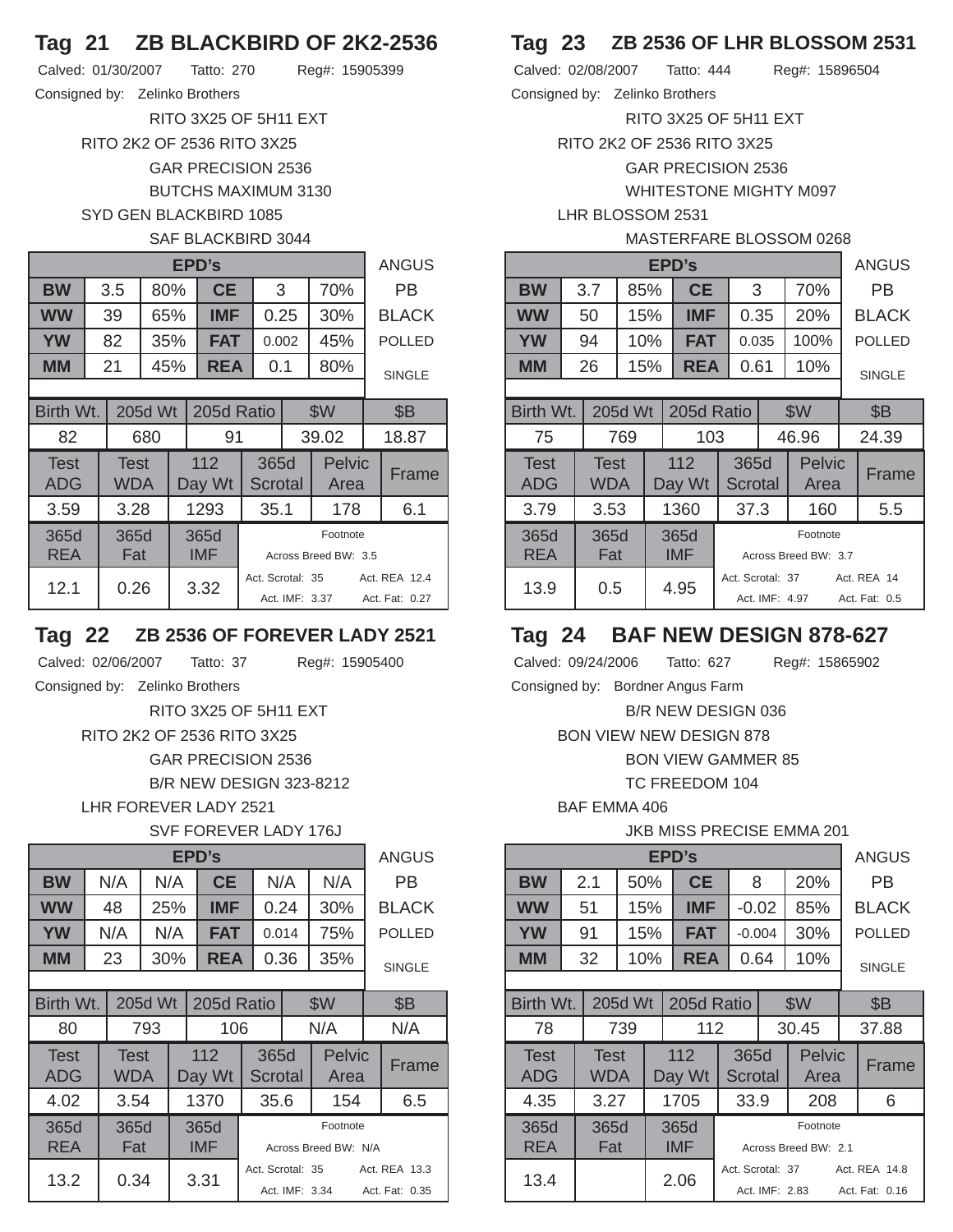## Tag 21 ZB BLACKBIRD OF 2K2-2536

Calved: 01/30/2007 Tatto: 270 Reg#: 15905399

Consigned by: Zelinko Brothers

RITO 3X25 OF 5H11 EXT
RITO 2K2 OF 2536 RITO 3X25
GAR PRECISION 2536
BUTCHS MAXIMUM 3130
SYD GEN BLACKBIRD 1085
SAF BLACKBIRD 3044

| EPD's | | | | | | ANGUS |
|---|---|---|---|---|---|---|
| BW | 3.5 | 80% | CE | 3 | 70% | PB |
| WW | 39 | 65% | IMF | 0.25 | 30% | BLACK |
| YW | 82 | 35% | FAT | 0.002 | 45% | POLLED |
| MM | 21 | 45% | REA | 0.1 | 80% | SINGLE |

| Birth Wt. | 205d Wt | 205d Ratio | $W | $B |
|---|---|---|---|---|
| 82 | 680 | 91 | 39.02 | 18.87 |

| Test ADG | Test WDA | 112 Day Wt | 365d Scrotal | Pelvic Area | Frame |
|---|---|---|---|---|---|
| 3.59 | 3.28 | 1293 | 35.1 | 178 | 6.1 |

| 365d REA | 365d Fat | 365d IMF | Footnote |
|---|---|---|---|
| 12.1 | 0.26 | 3.32 | Across Breed BW: 3.5; Act. Scrotal: 35; Act. REA 12.4; Act. IMF: 3.37; Act. Fat: 0.27 |

## Tag 22 ZB 2536 OF FOREVER LADY 2521

Calved: 02/06/2007 Tatto: 37 Reg#: 15905400

Consigned by: Zelinko Brothers

RITO 3X25 OF 5H11 EXT
RITO 2K2 OF 2536 RITO 3X25
GAR PRECISION 2536
B/R NEW DESIGN 323-8212
LHR FOREVER LADY 2521
SVF FOREVER LADY 176J

| EPD's | | | | | | ANGUS |
|---|---|---|---|---|---|---|
| BW | N/A | N/A | CE | N/A | N/A | PB |
| WW | 48 | 25% | IMF | 0.24 | 30% | BLACK |
| YW | N/A | N/A | FAT | 0.014 | 75% | POLLED |
| MM | 23 | 30% | REA | 0.36 | 35% | SINGLE |

| Birth Wt. | 205d Wt | 205d Ratio | $W | $B |
|---|---|---|---|---|
| 80 | 793 | 106 | N/A | N/A |

| Test ADG | Test WDA | 112 Day Wt | 365d Scrotal | Pelvic Area | Frame |
|---|---|---|---|---|---|
| 4.02 | 3.54 | 1370 | 35.6 | 154 | 6.5 |

| 365d REA | 365d Fat | 365d IMF | Footnote |
|---|---|---|---|
| 13.2 | 0.34 | 3.31 | Across Breed BW: N/A; Act. Scrotal: 35; Act. REA 13.3; Act. IMF: 3.34; Act. Fat: 0.35 |

## Tag 23 ZB 2536 OF LHR BLOSSOM 2531

Calved: 02/08/2007 Tatto: 444 Reg#: 15896504

Consigned by: Zelinko Brothers

RITO 3X25 OF 5H11 EXT
RITO 2K2 OF 2536 RITO 3X25
GAR PRECISION 2536
WHITESTONE MIGHTY M097
LHR BLOSSOM 2531
MASTERFARE BLOSSOM 0268

| EPD's | | | | | | ANGUS |
|---|---|---|---|---|---|---|
| BW | 3.7 | 85% | CE | 3 | 70% | PB |
| WW | 50 | 15% | IMF | 0.35 | 20% | BLACK |
| YW | 94 | 10% | FAT | 0.035 | 100% | POLLED |
| MM | 26 | 15% | REA | 0.61 | 10% | SINGLE |

| Birth Wt. | 205d Wt | 205d Ratio | $W | $B |
|---|---|---|---|---|
| 75 | 769 | 103 | 46.96 | 24.39 |

| Test ADG | Test WDA | 112 Day Wt | 365d Scrotal | Pelvic Area | Frame |
|---|---|---|---|---|---|
| 3.79 | 3.53 | 1360 | 37.3 | 160 | 5.5 |

| 365d REA | 365d Fat | 365d IMF | Footnote |
|---|---|---|---|
| 13.9 | 0.5 | 4.95 | Across Breed BW: 3.7; Act. Scrotal: 37; Act. REA 14; Act. IMF: 4.97; Act. Fat: 0.5 |

## Tag 24 BAF NEW DESIGN 878-627

Calved: 09/24/2006 Tatto: 627 Reg#: 15865902

Consigned by: Bordner Angus Farm

B/R NEW DESIGN 036
BON VIEW NEW DESIGN 878
BON VIEW GAMMER 85
TC FREEDOM 104
BAF EMMA 406
JKB MISS PRECISE EMMA 201

| EPD's | | | | | | ANGUS |
|---|---|---|---|---|---|---|
| BW | 2.1 | 50% | CE | 8 | 20% | PB |
| WW | 51 | 15% | IMF | -0.02 | 85% | BLACK |
| YW | 91 | 15% | FAT | -0.004 | 30% | POLLED |
| MM | 32 | 10% | REA | 0.64 | 10% | SINGLE |

| Birth Wt. | 205d Wt | 205d Ratio | $W | $B |
|---|---|---|---|---|
| 78 | 739 | 112 | 30.45 | 37.88 |

| Test ADG | Test WDA | 112 Day Wt | 365d Scrotal | Pelvic Area | Frame |
|---|---|---|---|---|---|
| 4.35 | 3.27 | 1705 | 33.9 | 208 | 6 |

| 365d REA | 365d Fat | 365d IMF | Footnote |
|---|---|---|---|
| 13.4 | | 2.06 | Across Breed BW: 2.1; Act. Scrotal: 37; Act. REA 14.8; Act. IMF: 2.83; Act. Fat: 0.16 |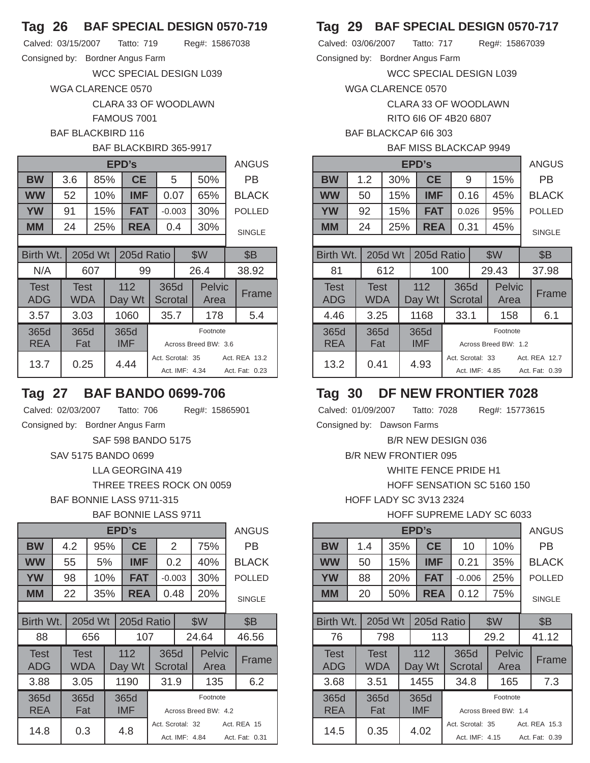## Tag 26 BAF SPECIAL DESIGN 0570-719

Calved: 03/15/2007 Tatto: 719 Reg#: 15867038

Consigned by: Bordner Angus Farm

WCC SPECIAL DESIGN L039
WGA CLARENCE 0570
CLARA 33 OF WOODLAWN
FAMOUS 7001
BAF BLACKBIRD 116
BAF BLACKBIRD 365-9917

| EPD's | | | | | | ANGUS |
|---|---|---|---|---|---|---|
| BW | 3.6 | 85% | CE | 5 | 50% | PB |
| WW | 52 | 10% | IMF | 0.07 | 65% | BLACK |
| YW | 91 | 15% | FAT | -0.003 | 30% | POLLED |
| MM | 24 | 25% | REA | 0.4 | 30% | SINGLE |

| Birth Wt. | 205d Wt | 205d Ratio | $W | $B |
|---|---|---|---|---|
| N/A | 607 | 99 | 26.4 | 38.92 |

| Test ADG | Test WDA | 112 Day Wt | 365d Scrotal | Pelvic Area | Frame |
|---|---|---|---|---|---|
| 3.57 | 3.03 | 1060 | 35.7 | 178 | 5.4 |

| 365d REA | 365d Fat | 365d IMF | Footnote |
|---|---|---|---|
| 13.7 | 0.25 | 4.44 | Across Breed BW: 3.6; Act. Scrotal: 35; Act. REA 13.2; Act. IMF: 4.34; Act. Fat: 0.23 |

## Tag 29 BAF SPECIAL DESIGN 0570-717

Calved: 03/06/2007 Tatto: 717 Reg#: 15867039

Consigned by: Bordner Angus Farm

WCC SPECIAL DESIGN L039
WGA CLARENCE 0570
CLARA 33 OF WOODLAWN
RITO 6I6 OF 4B20 6807
BAF BLACKCAP 6I6 303
BAF MISS BLACKCAP 9949

| EPD's | | | | | | ANGUS |
|---|---|---|---|---|---|---|
| BW | 1.2 | 30% | CE | 9 | 15% | PB |
| WW | 50 | 15% | IMF | 0.16 | 45% | BLACK |
| YW | 92 | 15% | FAT | 0.026 | 95% | POLLED |
| MM | 24 | 25% | REA | 0.31 | 45% | SINGLE |

| Birth Wt. | 205d Wt | 205d Ratio | $W | $B |
|---|---|---|---|---|
| 81 | 612 | 100 | 29.43 | 37.98 |

| Test ADG | Test WDA | 112 Day Wt | 365d Scrotal | Pelvic Area | Frame |
|---|---|---|---|---|---|
| 4.46 | 3.25 | 1168 | 33.1 | 158 | 6.1 |

| 365d REA | 365d Fat | 365d IMF | Footnote |
|---|---|---|---|
| 13.2 | 0.41 | 4.93 | Across Breed BW: 1.2; Act. Scrotal: 33; Act. REA 12.7; Act. IMF: 4.85; Act. Fat: 0.39 |

## Tag 27 BAF BANDO 0699-706

Calved: 02/03/2007 Tatto: 706 Reg#: 15865901

Consigned by: Bordner Angus Farm

SAF 598 BANDO 5175
SAV 5175 BANDO 0699
LLA GEORGINA 419
THREE TREES ROCK ON 0059
BAF BONNIE LASS 9711-315
BAF BONNIE LASS 9711

| EPD's | | | | | | ANGUS |
|---|---|---|---|---|---|---|
| BW | 4.2 | 95% | CE | 2 | 75% | PB |
| WW | 55 | 5% | IMF | 0.2 | 40% | BLACK |
| YW | 98 | 10% | FAT | -0.003 | 30% | POLLED |
| MM | 22 | 35% | REA | 0.48 | 20% | SINGLE |

| Birth Wt. | 205d Wt | 205d Ratio | $W | $B |
|---|---|---|---|---|
| 88 | 656 | 107 | 24.64 | 46.56 |

| Test ADG | Test WDA | 112 Day Wt | 365d Scrotal | Pelvic Area | Frame |
|---|---|---|---|---|---|
| 3.88 | 3.05 | 1190 | 31.9 | 135 | 6.2 |

| 365d REA | 365d Fat | 365d IMF | Footnote |
|---|---|---|---|
| 14.8 | 0.3 | 4.8 | Across Breed BW: 4.2; Act. Scrotal: 32; Act. REA 15; Act. IMF: 4.84; Act. Fat: 0.31 |

## Tag 30 DF NEW FRONTIER 7028

Calved: 01/09/2007 Tatto: 7028 Reg#: 15773615

Consigned by: Dawson Farms

B/R NEW DESIGN 036
B/R NEW FRONTIER 095
WHITE FENCE PRIDE H1
HOFF SENSATION SC 5160 150
HOFF LADY SC 3V13 2324
HOFF SUPREME LADY SC 6033

| EPD's | | | | | | ANGUS |
|---|---|---|---|---|---|---|
| BW | 1.4 | 35% | CE | 10 | 10% | PB |
| WW | 50 | 15% | IMF | 0.21 | 35% | BLACK |
| YW | 88 | 20% | FAT | -0.006 | 25% | POLLED |
| MM | 20 | 50% | REA | 0.12 | 75% | SINGLE |

| Birth Wt. | 205d Wt | 205d Ratio | $W | $B |
|---|---|---|---|---|
| 76 | 798 | 113 | 29.2 | 41.12 |

| Test ADG | Test WDA | 112 Day Wt | 365d Scrotal | Pelvic Area | Frame |
|---|---|---|---|---|---|
| 3.68 | 3.51 | 1455 | 34.8 | 165 | 7.3 |

| 365d REA | 365d Fat | 365d IMF | Footnote |
|---|---|---|---|
| 14.5 | 0.35 | 4.02 | Across Breed BW: 1.4; Act. Scrotal: 35; Act. REA 15.3; Act. IMF: 4.15; Act. Fat: 0.39 |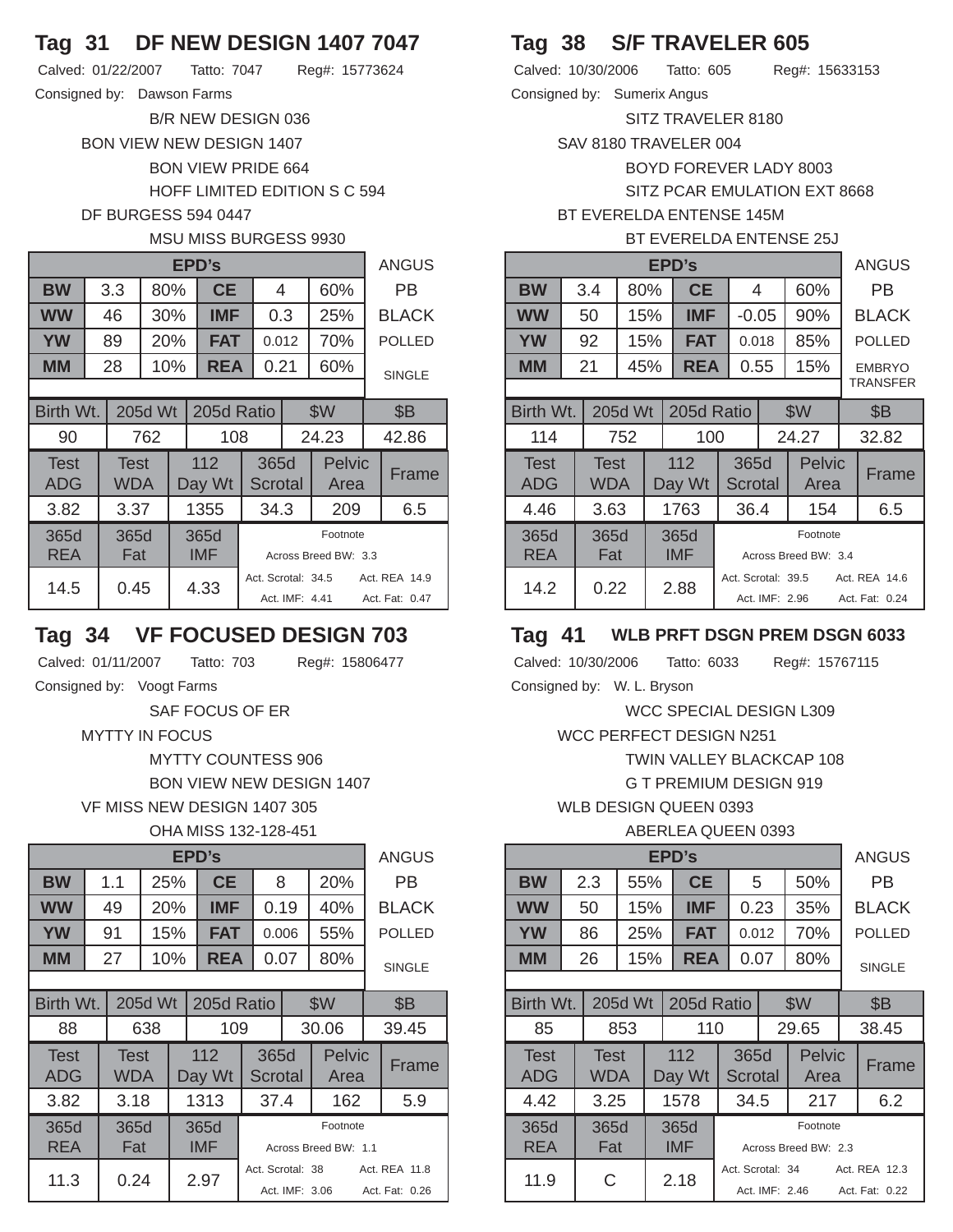## Tag 31 DF NEW DESIGN 1407 7047

Calved: 01/22/2007 Tatto: 7047 Reg#: 15773624

Consigned by: Dawson Farms

- B/R NEW DESIGN 036
- BON VIEW NEW DESIGN 1407
- BON VIEW PRIDE 664
- HOFF LIMITED EDITION S C 594
- DF BURGESS 594 0447
- MSU MISS BURGESS 9930

| EPD's | | | | | | ANGUS |
|---|---|---|---|---|---|---|
| BW | 3.3 | 80% | CE | 4 | 60% | PB |
| WW | 46 | 30% | IMF | 0.3 | 25% | BLACK |
| YW | 89 | 20% | FAT | 0.012 | 70% | POLLED |
| MM | 28 | 10% | REA | 0.21 | 60% | SINGLE |

| Birth Wt. | 205d Wt | 205d Ratio | $W | $B |
|---|---|---|---|---|
| 90 | 762 | 108 | 24.23 | 42.86 |

| Test ADG | Test WDA | 112 Day Wt | 365d Scrotal | Pelvic Area | Frame |
|---|---|---|---|---|---|
| 3.82 | 3.37 | 1355 | 34.3 | 209 | 6.5 |

| 365d REA | 365d Fat | 365d IMF | Footnote |
|---|---|---|---|
| 14.5 | 0.45 | 4.33 | Across Breed BW: 3.3; Act. Scrotal: 34.5; Act. REA 14.9; Act. IMF: 4.41; Act. Fat: 0.47 |

## Tag 34 VF FOCUSED DESIGN 703

Calved: 01/11/2007 Tatto: 703 Reg#: 15806477

Consigned by: Voogt Farms

- SAF FOCUS OF ER
- MYTTY IN FOCUS
- MYTTY COUNTESS 906
- BON VIEW NEW DESIGN 1407
- VF MISS NEW DESIGN 1407 305
- OHA MISS 132-128-451

| EPD's | | | | | | ANGUS |
|---|---|---|---|---|---|---|
| BW | 1.1 | 25% | CE | 8 | 20% | PB |
| WW | 49 | 20% | IMF | 0.19 | 40% | BLACK |
| YW | 91 | 15% | FAT | 0.006 | 55% | POLLED |
| MM | 27 | 10% | REA | 0.07 | 80% | SINGLE |

| Birth Wt. | 205d Wt | 205d Ratio | $W | $B |
|---|---|---|---|---|
| 88 | 638 | 109 | 30.06 | 39.45 |

| Test ADG | Test WDA | 112 Day Wt | 365d Scrotal | Pelvic Area | Frame |
|---|---|---|---|---|---|
| 3.82 | 3.18 | 1313 | 37.4 | 162 | 5.9 |

| 365d REA | 365d Fat | 365d IMF | Footnote |
|---|---|---|---|
| 11.3 | 0.24 | 2.97 | Across Breed BW: 1.1; Act. Scrotal: 38; Act. REA 11.8; Act. IMF: 3.06; Act. Fat: 0.26 |

## Tag 38 S/F TRAVELER 605

Calved: 10/30/2006 Tatto: 605 Reg#: 15633153

Consigned by: Sumerix Angus

- SITZ TRAVELER 8180
- SAV 8180 TRAVELER 004
- BOYD FOREVER LADY 8003
- SITZ PCAR EMULATION EXT 8668
- BT EVERELDA ENTENSE 145M
- BT EVERELDA ENTENSE 25J

| EPD's | | | | | | ANGUS |
|---|---|---|---|---|---|---|
| BW | 3.4 | 80% | CE | 4 | 60% | PB |
| WW | 50 | 15% | IMF | -0.05 | 90% | BLACK |
| YW | 92 | 15% | FAT | 0.018 | 85% | POLLED |
| MM | 21 | 45% | REA | 0.55 | 15% | EMBRYO TRANSFER |

| Birth Wt. | 205d Wt | 205d Ratio | $W | $B |
|---|---|---|---|---|
| 114 | 752 | 100 | 24.27 | 32.82 |

| Test ADG | Test WDA | 112 Day Wt | 365d Scrotal | Pelvic Area | Frame |
|---|---|---|---|---|---|
| 4.46 | 3.63 | 1763 | 36.4 | 154 | 6.5 |

| 365d REA | 365d Fat | 365d IMF | Footnote |
|---|---|---|---|
| 14.2 | 0.22 | 2.88 | Across Breed BW: 3.4; Act. Scrotal: 39.5; Act. REA 14.6; Act. IMF: 2.96; Act. Fat: 0.24 |

## Tag 41 WLB PRFT DSGN PREM DSGN 6033

Calved: 10/30/2006 Tatto: 6033 Reg#: 15767115

Consigned by: W. L. Bryson

- WCC SPECIAL DESIGN L309
- WCC PERFECT DESIGN N251
- TWIN VALLEY BLACKCAP 108
- G T PREMIUM DESIGN 919
- WLB DESIGN QUEEN 0393
- ABERLEA QUEEN 0393

| EPD's | | | | | | ANGUS |
|---|---|---|---|---|---|---|
| BW | 2.3 | 55% | CE | 5 | 50% | PB |
| WW | 50 | 15% | IMF | 0.23 | 35% | BLACK |
| YW | 86 | 25% | FAT | 0.012 | 70% | POLLED |
| MM | 26 | 15% | REA | 0.07 | 80% | SINGLE |

| Birth Wt. | 205d Wt | 205d Ratio | $W | $B |
|---|---|---|---|---|
| 85 | 853 | 110 | 29.65 | 38.45 |

| Test ADG | Test WDA | 112 Day Wt | 365d Scrotal | Pelvic Area | Frame |
|---|---|---|---|---|---|
| 4.42 | 3.25 | 1578 | 34.5 | 217 | 6.2 |

| 365d REA | 365d Fat | 365d IMF | Footnote |
|---|---|---|---|
| 11.9 | C | 2.18 | Across Breed BW: 2.3; Act. Scrotal: 34; Act. REA 12.3; Act. IMF: 2.46; Act. Fat: 0.22 |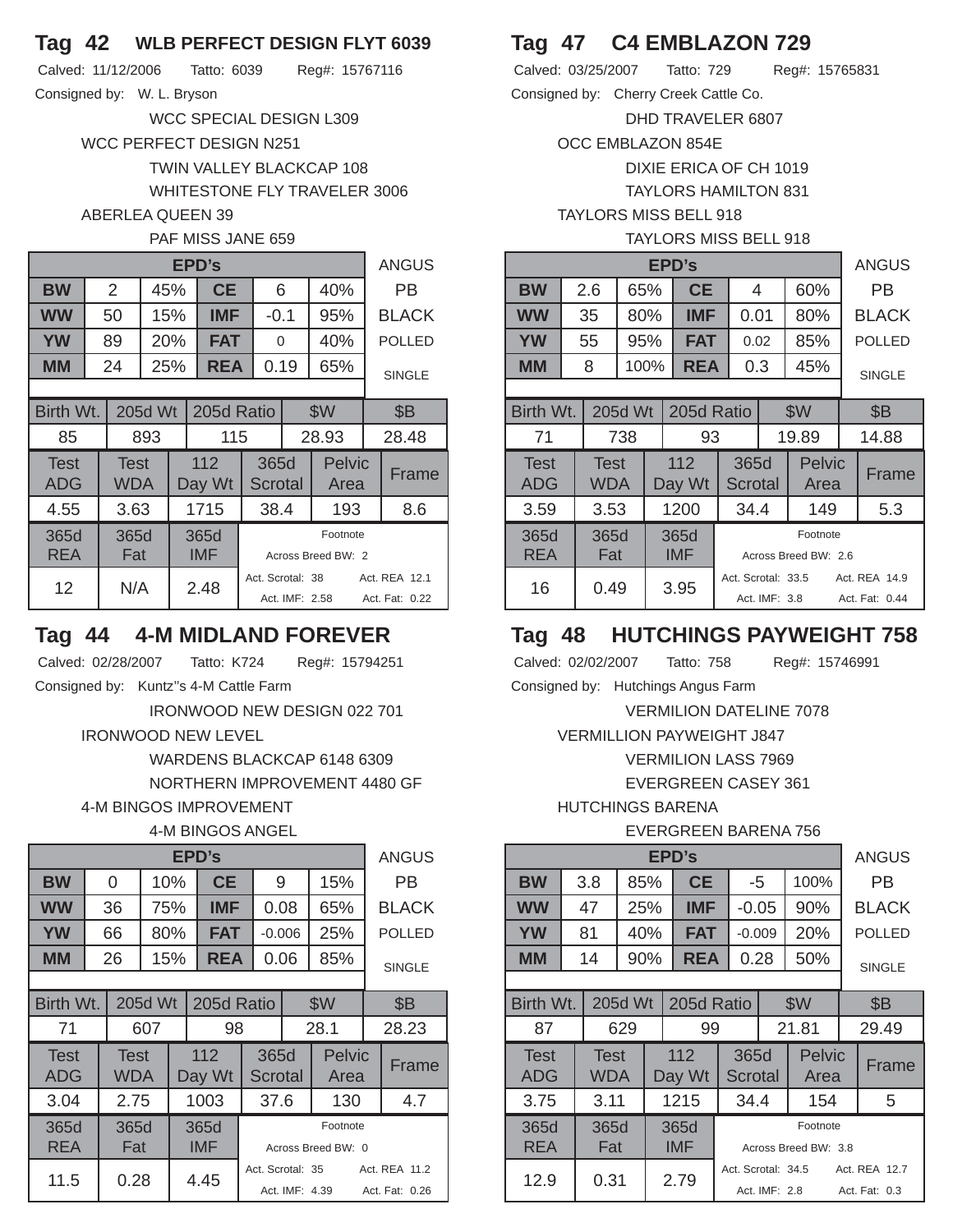## Tag 42 WLB PERFECT DESIGN FLYT 6039

Calved: 11/12/2006 Tatto: 6039 Reg#: 15767116

Consigned by: W. L. Bryson

WCC SPECIAL DESIGN L309
WCC PERFECT DESIGN N251
TWIN VALLEY BLACKCAP 108
WHITESTONE FLY TRAVELER 3006
ABERLEA QUEEN 39
PAF MISS JANE 659

| EPD's | | | | | | ANGUS |
|---|---|---|---|---|---|---|
| BW | 2 | 45% | CE | 6 | 40% | PB |
| WW | 50 | 15% | IMF | -0.1 | 95% | BLACK |
| YW | 89 | 20% | FAT | 0 | 40% | POLLED |
| MM | 24 | 25% | REA | 0.19 | 65% | SINGLE |

| Birth Wt. | 205d Wt | 205d Ratio | $W | $B |
|---|---|---|---|---|
| 85 | 893 | 115 | 28.93 | 28.48 |

| Test ADG | Test WDA | 112 Day Wt | 365d Scrotal | Pelvic Area | Frame |
|---|---|---|---|---|---|
| 4.55 | 3.63 | 1715 | 38.4 | 193 | 8.6 |

| 365d REA | 365d Fat | 365d IMF | Footnote |
|---|---|---|---|
| 12 | N/A | 2.48 | Across Breed BW: 2; Act. Scrotal: 38; Act. REA 12.1; Act. IMF: 2.58; Act. Fat: 0.22 |

## Tag 47 C4 EMBLAZON 729

Calved: 03/25/2007 Tatto: 729 Reg#: 15765831

Consigned by: Cherry Creek Cattle Co.

DHD TRAVELER 6807
OCC EMBLAZON 854E
DIXIE ERICA OF CH 1019
TAYLORS HAMILTON 831
TAYLORS MISS BELL 918
TAYLORS MISS BELL 918

| EPD's | | | | | | ANGUS |
|---|---|---|---|---|---|---|
| BW | 2.6 | 65% | CE | 4 | 60% | PB |
| WW | 35 | 80% | IMF | 0.01 | 80% | BLACK |
| YW | 55 | 95% | FAT | 0.02 | 85% | POLLED |
| MM | 8 | 100% | REA | 0.3 | 45% | SINGLE |

| Birth Wt. | 205d Wt | 205d Ratio | $W | $B |
|---|---|---|---|---|
| 71 | 738 | 93 | 19.89 | 14.88 |

| Test ADG | Test WDA | 112 Day Wt | 365d Scrotal | Pelvic Area | Frame |
|---|---|---|---|---|---|
| 3.59 | 3.53 | 1200 | 34.4 | 149 | 5.3 |

| 365d REA | 365d Fat | 365d IMF | Footnote |
|---|---|---|---|
| 16 | 0.49 | 3.95 | Across Breed BW: 2.6; Act. Scrotal: 33.5; Act. REA 14.9; Act. IMF: 3.8; Act. Fat: 0.44 |

## Tag 44 4-M MIDLAND FOREVER

Calved: 02/28/2007 Tatto: K724 Reg#: 15794251

Consigned by: Kuntz''s 4-M Cattle Farm

IRONWOOD NEW DESIGN 022 701
IRONWOOD NEW LEVEL
WARDENS BLACKCAP 6148 6309
NORTHERN IMPROVEMENT 4480 GF
4-M BINGOS IMPROVEMENT
4-M BINGOS ANGEL

| EPD's | | | | | | ANGUS |
|---|---|---|---|---|---|---|
| BW | 0 | 10% | CE | 9 | 15% | PB |
| WW | 36 | 75% | IMF | 0.08 | 65% | BLACK |
| YW | 66 | 80% | FAT | -0.006 | 25% | POLLED |
| MM | 26 | 15% | REA | 0.06 | 85% | SINGLE |

| Birth Wt. | 205d Wt | 205d Ratio | $W | $B |
|---|---|---|---|---|
| 71 | 607 | 98 | 28.1 | 28.23 |

| Test ADG | Test WDA | 112 Day Wt | 365d Scrotal | Pelvic Area | Frame |
|---|---|---|---|---|---|
| 3.04 | 2.75 | 1003 | 37.6 | 130 | 4.7 |

| 365d REA | 365d Fat | 365d IMF | Footnote |
|---|---|---|---|
| 11.5 | 0.28 | 4.45 | Across Breed BW: 0; Act. Scrotal: 35; Act. REA 11.2; Act. IMF: 4.39; Act. Fat: 0.26 |

## Tag 48 HUTCHINGS PAYWEIGHT 758

Calved: 02/02/2007 Tatto: 758 Reg#: 15746991

Consigned by: Hutchings Angus Farm

VERMILION DATELINE 7078
VERMILLION PAYWEIGHT J847
VERMILION LASS 7969
EVERGREEN CASEY 361
HUTCHINGS BARENA
EVERGREEN BARENA 756

| EPD's | | | | | | ANGUS |
|---|---|---|---|---|---|---|
| BW | 3.8 | 85% | CE | -5 | 100% | PB |
| WW | 47 | 25% | IMF | -0.05 | 90% | BLACK |
| YW | 81 | 40% | FAT | -0.009 | 20% | POLLED |
| MM | 14 | 90% | REA | 0.28 | 50% | SINGLE |

| Birth Wt. | 205d Wt | 205d Ratio | $W | $B |
|---|---|---|---|---|
| 87 | 629 | 99 | 21.81 | 29.49 |

| Test ADG | Test WDA | 112 Day Wt | 365d Scrotal | Pelvic Area | Frame |
|---|---|---|---|---|---|
| 3.75 | 3.11 | 1215 | 34.4 | 154 | 5 |

| 365d REA | 365d Fat | 365d IMF | Footnote |
|---|---|---|---|
| 12.9 | 0.31 | 2.79 | Across Breed BW: 3.8; Act. Scrotal: 34.5; Act. REA 12.7; Act. IMF: 2.8; Act. Fat: 0.3 |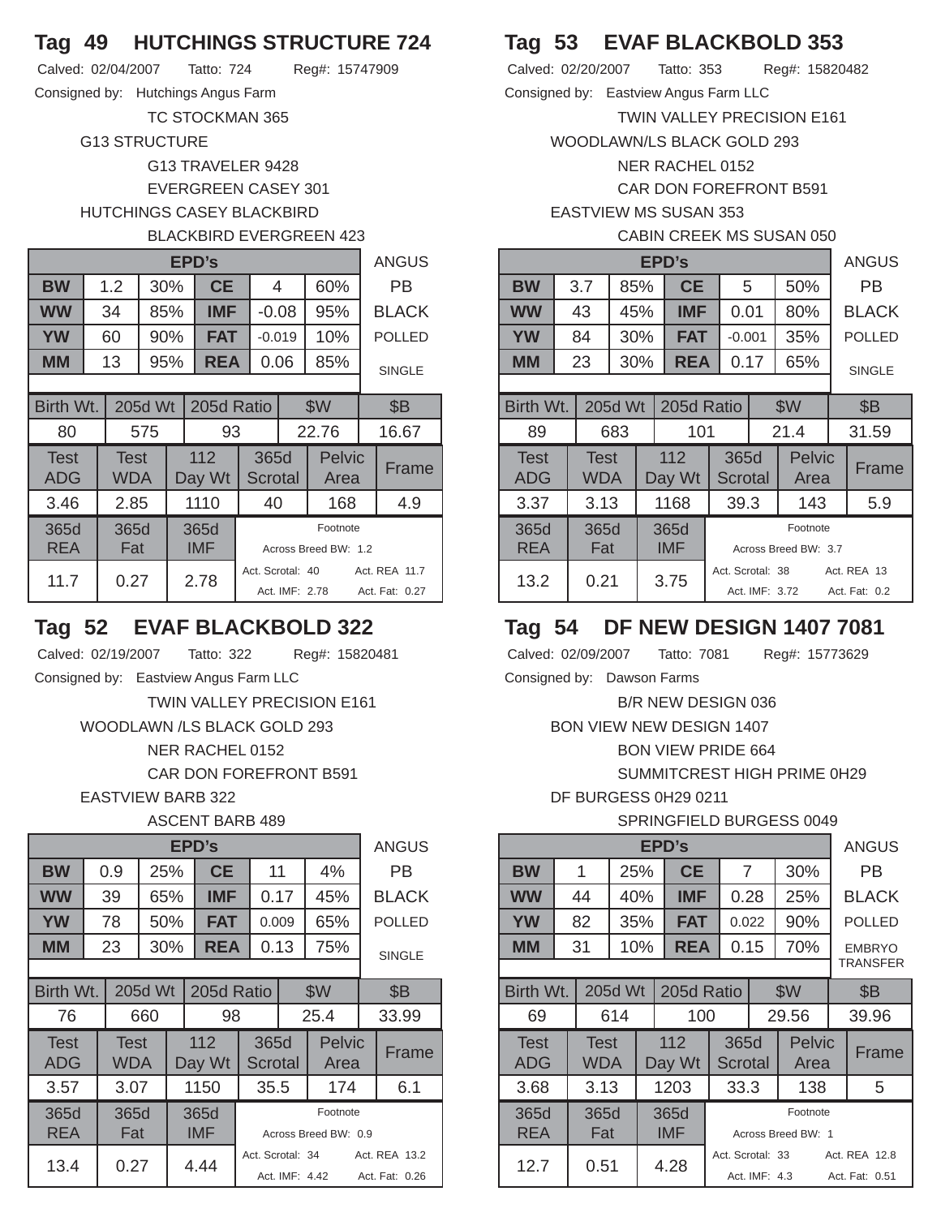## Tag 49 HUTCHINGS STRUCTURE 724

Calved: 02/04/2007 Tatto: 724 Reg#: 15747909

Consigned by: Hutchings Angus Farm

TC STOCKMAN 365
G13 STRUCTURE
G13 TRAVELER 9428
EVERGREEN CASEY 301
HUTCHINGS CASEY BLACKBIRD
BLACKBIRD EVERGREEN 423

| EPD's | | | | | | ANGUS |
|---|---|---|---|---|---|---|
| BW | 1.2 | 30% | CE | 4 | 60% | PB |
| WW | 34 | 85% | IMF | -0.08 | 95% | BLACK |
| YW | 60 | 90% | FAT | -0.019 | 10% | POLLED |
| MM | 13 | 95% | REA | 0.06 | 85% | SINGLE |

| Birth Wt. | 205d Wt | 205d Ratio | $W | $B |
|---|---|---|---|---|
| 80 | 575 | 93 | 22.76 | 16.67 |

| Test ADG | Test WDA | 112 Day Wt | 365d Scrotal | Pelvic Area | Frame |
|---|---|---|---|---|---|
| 3.46 | 2.85 | 1110 | 40 | 168 | 4.9 |

| 365d REA | 365d Fat | 365d IMF | Footnote |
|---|---|---|---|
| 11.7 | 0.27 | 2.78 | Across Breed BW: 1.2; Act. Scrotal: 40; Act. REA 11.7; Act. IMF: 2.78; Act. Fat: 0.27 |

## Tag 52 EVAF BLACKBOLD 322

Calved: 02/19/2007 Tatto: 322 Reg#: 15820481

Consigned by: Eastview Angus Farm LLC

TWIN VALLEY PRECISION E161
WOODLAWN /LS BLACK GOLD 293
NER RACHEL 0152
CAR DON FOREFRONT B591
EASTVIEW BARB 322
ASCENT BARB 489

| EPD's | | | | | | ANGUS |
|---|---|---|---|---|---|---|
| BW | 0.9 | 25% | CE | 11 | 4% | PB |
| WW | 39 | 65% | IMF | 0.17 | 45% | BLACK |
| YW | 78 | 50% | FAT | 0.009 | 65% | POLLED |
| MM | 23 | 30% | REA | 0.13 | 75% | SINGLE |

| Birth Wt. | 205d Wt | 205d Ratio | $W | $B |
|---|---|---|---|---|
| 76 | 660 | 98 | 25.4 | 33.99 |

| Test ADG | Test WDA | 112 Day Wt | 365d Scrotal | Pelvic Area | Frame |
|---|---|---|---|---|---|
| 3.57 | 3.07 | 1150 | 35.5 | 174 | 6.1 |

| 365d REA | 365d Fat | 365d IMF | Footnote |
|---|---|---|---|
| 13.4 | 0.27 | 4.44 | Across Breed BW: 0.9; Act. Scrotal: 34; Act. REA 13.2; Act. IMF: 4.42; Act. Fat: 0.26 |

## Tag 53 EVAF BLACKBOLD 353

Calved: 02/20/2007 Tatto: 353 Reg#: 15820482

Consigned by: Eastview Angus Farm LLC

TWIN VALLEY PRECISION E161
WOODLAWN/LS BLACK GOLD 293
NER RACHEL 0152
CAR DON FOREFRONT B591
EASTVIEW MS SUSAN 353
CABIN CREEK MS SUSAN 050

| EPD's | | | | | | ANGUS |
|---|---|---|---|---|---|---|
| BW | 3.7 | 85% | CE | 5 | 50% | PB |
| WW | 43 | 45% | IMF | 0.01 | 80% | BLACK |
| YW | 84 | 30% | FAT | -0.001 | 35% | POLLED |
| MM | 23 | 30% | REA | 0.17 | 65% | SINGLE |

| Birth Wt. | 205d Wt | 205d Ratio | $W | $B |
|---|---|---|---|---|
| 89 | 683 | 101 | 21.4 | 31.59 |

| Test ADG | Test WDA | 112 Day Wt | 365d Scrotal | Pelvic Area | Frame |
|---|---|---|---|---|---|
| 3.37 | 3.13 | 1168 | 39.3 | 143 | 5.9 |

| 365d REA | 365d Fat | 365d IMF | Footnote |
|---|---|---|---|
| 13.2 | 0.21 | 3.75 | Across Breed BW: 3.7; Act. Scrotal: 38; Act. REA 13; Act. IMF: 3.72; Act. Fat: 0.2 |

## Tag 54 DF NEW DESIGN 1407 7081

Calved: 02/09/2007 Tatto: 7081 Reg#: 15773629

Consigned by: Dawson Farms

B/R NEW DESIGN 036
BON VIEW NEW DESIGN 1407
BON VIEW PRIDE 664
SUMMITCREST HIGH PRIME 0H29
DF BURGESS 0H29 0211
SPRINGFIELD BURGESS 0049

| EPD's | | | | | | ANGUS |
|---|---|---|---|---|---|---|
| BW | 1 | 25% | CE | 7 | 30% | PB |
| WW | 44 | 40% | IMF | 0.28 | 25% | BLACK |
| YW | 82 | 35% | FAT | 0.022 | 90% | POLLED |
| MM | 31 | 10% | REA | 0.15 | 70% | EMBRYO TRANSFER |

| Birth Wt. | 205d Wt | 205d Ratio | $W | $B |
|---|---|---|---|---|
| 69 | 614 | 100 | 29.56 | 39.96 |

| Test ADG | Test WDA | 112 Day Wt | 365d Scrotal | Pelvic Area | Frame |
|---|---|---|---|---|---|
| 3.68 | 3.13 | 1203 | 33.3 | 138 | 5 |

| 365d REA | 365d Fat | 365d IMF | Footnote |
|---|---|---|---|
| 12.7 | 0.51 | 4.28 | Across Breed BW: 1; Act. Scrotal: 33; Act. REA 12.8; Act. IMF: 4.3; Act. Fat: 0.51 |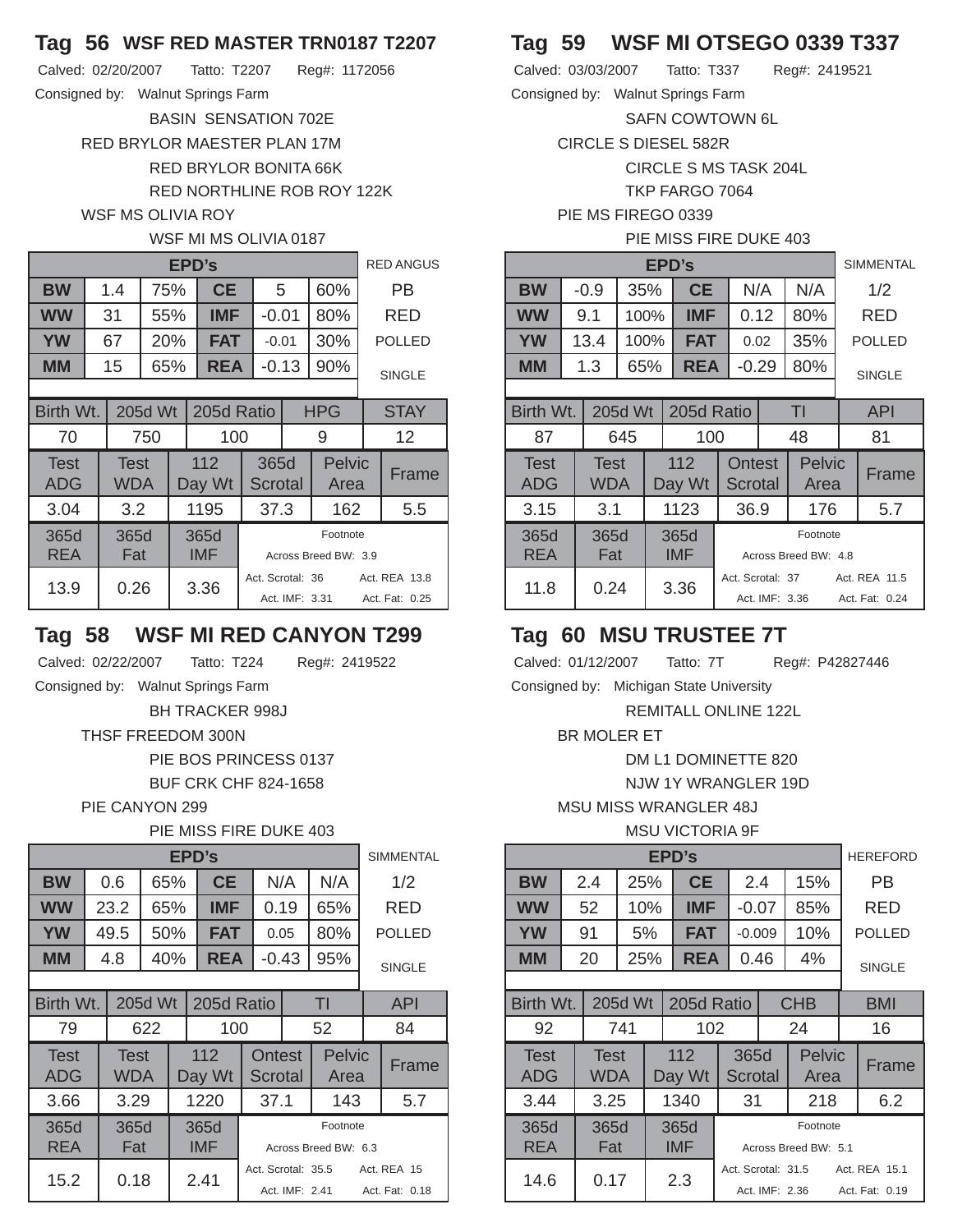## Tag 56 WSF RED MASTER TRN0187 T2207

Calved: 02/20/2007 Tatto: T2207 Reg#: 1172056

Consigned by: Walnut Springs Farm

BASIN SENSATION 702E
RED BRYLOR MAESTER PLAN 17M
RED BRYLOR BONITA 66K
RED NORTHLINE ROB ROY 122K
WSF MS OLIVIA ROY
WSF MI MS OLIVIA 0187

| EPD's | | | | | | RED ANGUS |
|---|---|---|---|---|---|---|
| BW | 1.4 | 75% | CE | 5 | 60% | PB |
| WW | 31 | 55% | IMF | -0.01 | 80% | RED |
| YW | 67 | 20% | FAT | -0.01 | 30% | POLLED |
| MM | 15 | 65% | REA | -0.13 | 90% | SINGLE |

| Birth Wt. | 205d Wt | 205d Ratio | HPG | STAY |
|---|---|---|---|---|
| 70 | 750 | 100 | 9 | 12 |

| Test ADG | Test WDA | 112 Day Wt | 365d Scrotal | Pelvic Area | Frame |
|---|---|---|---|---|---|
| 3.04 | 3.2 | 1195 | 37.3 | 162 | 5.5 |

| 365d REA | 365d Fat | 365d IMF | Footnote |
|---|---|---|---|
| 13.9 | 0.26 | 3.36 | Across Breed BW: 3.9; Act. Scrotal: 36; Act. REA 13.8; Act. IMF: 3.31; Act. Fat: 0.25 |

## Tag 58 WSF MI RED CANYON T299

Calved: 02/22/2007 Tatto: T224 Reg#: 2419522

Consigned by: Walnut Springs Farm

BH TRACKER 998J
THSF FREEDOM 300N
PIE BOS PRINCESS 0137
BUF CRK CHF 824-1658
PIE CANYON 299
PIE MISS FIRE DUKE 403

| EPD's | | | | | | SIMMENTAL |
|---|---|---|---|---|---|---|
| BW | 0.6 | 65% | CE | N/A | N/A | 1/2 |
| WW | 23.2 | 65% | IMF | 0.19 | 65% | RED |
| YW | 49.5 | 50% | FAT | 0.05 | 80% | POLLED |
| MM | 4.8 | 40% | REA | -0.43 | 95% | SINGLE |

| Birth Wt. | 205d Wt | 205d Ratio | TI | API |
|---|---|---|---|---|
| 79 | 622 | 100 | 52 | 84 |

| Test ADG | Test WDA | 112 Day Wt | Ontest Scrotal | Pelvic Area | Frame |
|---|---|---|---|---|---|
| 3.66 | 3.29 | 1220 | 37.1 | 143 | 5.7 |

| 365d REA | 365d Fat | 365d IMF | Footnote |
|---|---|---|---|
| 15.2 | 0.18 | 2.41 | Across Breed BW: 6.3; Act. Scrotal: 35.5; Act. REA 15; Act. IMF: 2.41; Act. Fat: 0.18 |

## Tag 59 WSF MI OTSEGO 0339 T337

Calved: 03/03/2007 Tatto: T337 Reg#: 2419521

Consigned by: Walnut Springs Farm

SAFN COWTOWN 6L
CIRCLE S DIESEL 582R
CIRCLE S MS TASK 204L
TKP FARGO 7064
PIE MS FIREGO 0339
PIE MISS FIRE DUKE 403

| EPD's | | | | | | SIMMENTAL |
|---|---|---|---|---|---|---|
| BW | -0.9 | 35% | CE | N/A | N/A | 1/2 |
| WW | 9.1 | 100% | IMF | 0.12 | 80% | RED |
| YW | 13.4 | 100% | FAT | 0.02 | 35% | POLLED |
| MM | 1.3 | 65% | REA | -0.29 | 80% | SINGLE |

| Birth Wt. | 205d Wt | 205d Ratio | TI | API |
|---|---|---|---|---|
| 87 | 645 | 100 | 48 | 81 |

| Test ADG | Test WDA | 112 Day Wt | Ontest Scrotal | Pelvic Area | Frame |
|---|---|---|---|---|---|
| 3.15 | 3.1 | 1123 | 36.9 | 176 | 5.7 |

| 365d REA | 365d Fat | 365d IMF | Footnote |
|---|---|---|---|
| 11.8 | 0.24 | 3.36 | Across Breed BW: 4.8; Act. Scrotal: 37; Act. REA 11.5; Act. IMF: 3.36; Act. Fat: 0.24 |

## Tag 60 MSU TRUSTEE 7T

Calved: 01/12/2007 Tatto: 7T Reg#: P42827446

Consigned by: Michigan State University

REMITALL ONLINE 122L
BR MOLER ET
DM L1 DOMINETTE 820
NJW 1Y WRANGLER 19D
MSU MISS WRANGLER 48J
MSU VICTORIA 9F

| EPD's | | | | | | HEREFORD |
|---|---|---|---|---|---|---|
| BW | 2.4 | 25% | CE | 2.4 | 15% | PB |
| WW | 52 | 10% | IMF | -0.07 | 85% | RED |
| YW | 91 | 5% | FAT | -0.009 | 10% | POLLED |
| MM | 20 | 25% | REA | 0.46 | 4% | SINGLE |

| Birth Wt. | 205d Wt | 205d Ratio | CHB | BMI |
|---|---|---|---|---|
| 92 | 741 | 102 | 24 | 16 |

| Test ADG | Test WDA | 112 Day Wt | 365d Scrotal | Pelvic Area | Frame |
|---|---|---|---|---|---|
| 3.44 | 3.25 | 1340 | 31 | 218 | 6.2 |

| 365d REA | 365d Fat | 365d IMF | Footnote |
|---|---|---|---|
| 14.6 | 0.17 | 2.3 | Across Breed BW: 5.1; Act. Scrotal: 31.5; Act. REA 15.1; Act. IMF: 2.36; Act. Fat: 0.19 |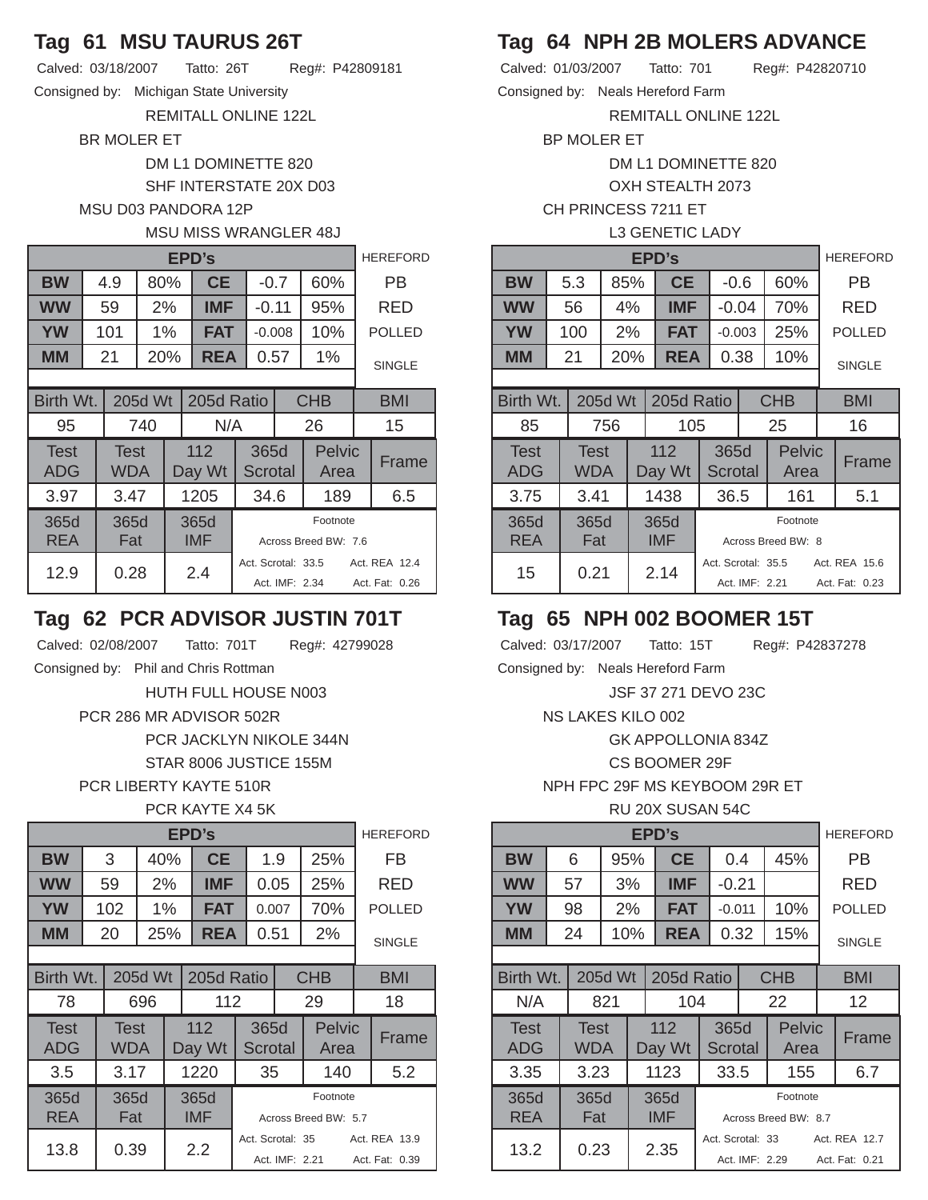## Tag 61 MSU TAURUS 26T

Calved: 03/18/2007 Tatto: 26T Reg#: P42809181

Consigned by: Michigan State University

REMITALL ONLINE 122L
BR MOLER ET
DM L1 DOMINETTE 820
SHF INTERSTATE 20X D03
MSU D03 PANDORA 12P
MSU MISS WRANGLER 48J

| EPD's | | | | | | HEREFORD |
|---|---|---|---|---|---|---|
| BW | 4.9 | 80% | CE | -0.7 | 60% | PB |
| WW | 59 | 2% | IMF | -0.11 | 95% | RED |
| YW | 101 | 1% | FAT | -0.008 | 10% | POLLED |
| MM | 21 | 20% | REA | 0.57 | 1% | SINGLE |

| Birth Wt. | 205d Wt | 205d Ratio | CHB | BMI |
|---|---|---|---|---|
| 95 | 740 | N/A | 26 | 15 |

| Test ADG | Test WDA | 112 Day Wt | 365d Scrotal | Pelvic Area | Frame |
|---|---|---|---|---|---|
| 3.97 | 3.47 | 1205 | 34.6 | 189 | 6.5 |

| 365d REA | 365d Fat | 365d IMF | Footnote |
|---|---|---|---|
| 12.9 | 0.28 | 2.4 | Across Breed BW: 7.6; Act. Scrotal: 33.5; Act. REA 12.4; Act. IMF: 2.34; Act. Fat: 0.26 |

## Tag 64 NPH 2B MOLERS ADVANCE

Calved: 01/03/2007 Tatto: 701 Reg#: P42820710

Consigned by: Neals Hereford Farm

REMITALL ONLINE 122L
BP MOLER ET
DM L1 DOMINETTE 820
OXH STEALTH 2073
CH PRINCESS 7211 ET
L3 GENETIC LADY

| EPD's | | | | | | HEREFORD |
|---|---|---|---|---|---|---|
| BW | 5.3 | 85% | CE | -0.6 | 60% | PB |
| WW | 56 | 4% | IMF | -0.04 | 70% | RED |
| YW | 100 | 2% | FAT | -0.003 | 25% | POLLED |
| MM | 21 | 20% | REA | 0.38 | 10% | SINGLE |

| Birth Wt. | 205d Wt | 205d Ratio | CHB | BMI |
|---|---|---|---|---|
| 85 | 756 | 105 | 25 | 16 |

| Test ADG | Test WDA | 112 Day Wt | 365d Scrotal | Pelvic Area | Frame |
|---|---|---|---|---|---|
| 3.75 | 3.41 | 1438 | 36.5 | 161 | 5.1 |

| 365d REA | 365d Fat | 365d IMF | Footnote |
|---|---|---|---|
| 15 | 0.21 | 2.14 | Across Breed BW: 8; Act. Scrotal: 35.5; Act. REA 15.6; Act. IMF: 2.21; Act. Fat: 0.23 |

## Tag 62 PCR ADVISOR JUSTIN 701T

Calved: 02/08/2007 Tatto: 701T Reg#: 42799028

Consigned by: Phil and Chris Rottman

HUTH FULL HOUSE N003
PCR 286 MR ADVISOR 502R
PCR JACKLYN NIKOLE 344N
STAR 8006 JUSTICE 155M
PCR LIBERTY KAYTE 510R
PCR KAYTE X4 5K

| EPD's | | | | | | HEREFORD |
|---|---|---|---|---|---|---|
| BW | 3 | 40% | CE | 1.9 | 25% | FB |
| WW | 59 | 2% | IMF | 0.05 | 25% | RED |
| YW | 102 | 1% | FAT | 0.007 | 70% | POLLED |
| MM | 20 | 25% | REA | 0.51 | 2% | SINGLE |

| Birth Wt. | 205d Wt | 205d Ratio | CHB | BMI |
|---|---|---|---|---|
| 78 | 696 | 112 | 29 | 18 |

| Test ADG | Test WDA | 112 Day Wt | 365d Scrotal | Pelvic Area | Frame |
|---|---|---|---|---|---|
| 3.5 | 3.17 | 1220 | 35 | 140 | 5.2 |

| 365d REA | 365d Fat | 365d IMF | Footnote |
|---|---|---|---|
| 13.8 | 0.39 | 2.2 | Across Breed BW: 5.7; Act. Scrotal: 35; Act. REA 13.9; Act. IMF: 2.21; Act. Fat: 0.39 |

## Tag 65 NPH 002 BOOMER 15T

Calved: 03/17/2007 Tatto: 15T Reg#: P42837278

Consigned by: Neals Hereford Farm

JSF 37 271 DEVO 23C
NS LAKES KILO 002
GK APPOLLONIA 834Z
CS BOOMER 29F
NPH FPC 29F MS KEYBOOM 29R ET
RU 20X SUSAN 54C

| EPD's | | | | | | HEREFORD |
|---|---|---|---|---|---|---|
| BW | 6 | 95% | CE | 0.4 | 45% | PB |
| WW | 57 | 3% | IMF | -0.21 | | RED |
| YW | 98 | 2% | FAT | -0.011 | 10% | POLLED |
| MM | 24 | 10% | REA | 0.32 | 15% | SINGLE |

| Birth Wt. | 205d Wt | 205d Ratio | CHB | BMI |
|---|---|---|---|---|
| N/A | 821 | 104 | 22 | 12 |

| Test ADG | Test WDA | 112 Day Wt | 365d Scrotal | Pelvic Area | Frame |
|---|---|---|---|---|---|
| 3.35 | 3.23 | 1123 | 33.5 | 155 | 6.7 |

| 365d REA | 365d Fat | 365d IMF | Footnote |
|---|---|---|---|
| 13.2 | 0.23 | 2.35 | Across Breed BW: 8.7; Act. Scrotal: 33; Act. REA 12.7; Act. IMF: 2.29; Act. Fat: 0.21 |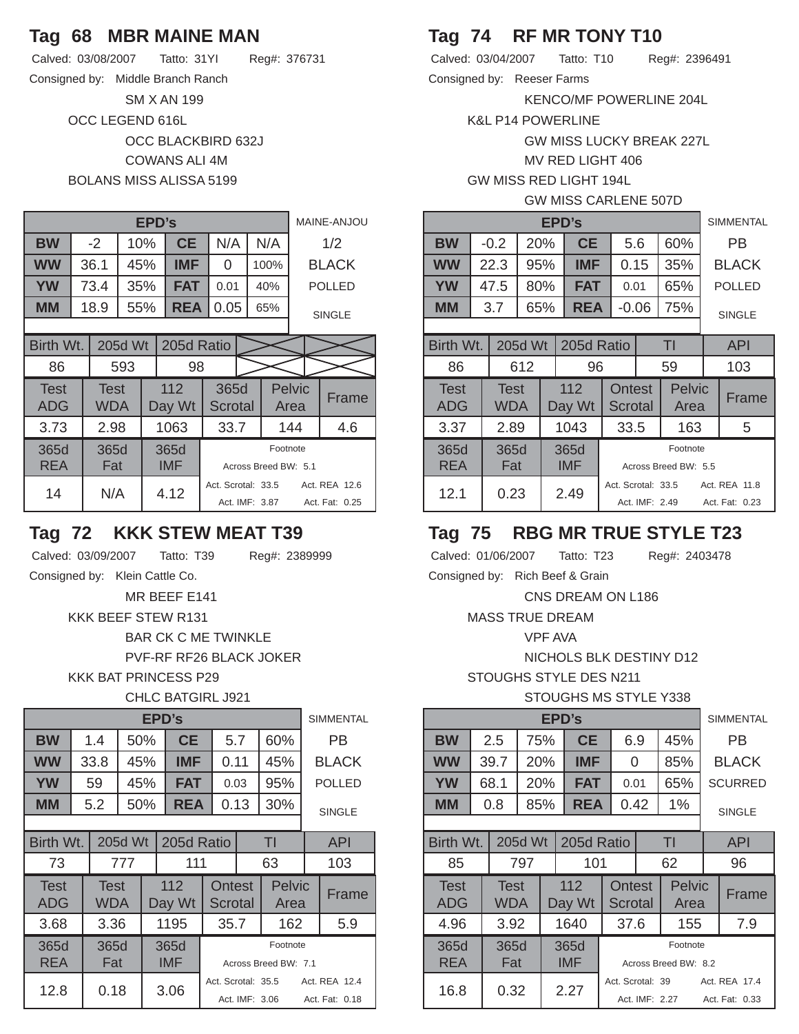## Tag 68 MBR MAINE MAN

Calved: 03/08/2007 Tatto: 31YI Reg#: 376731

Consigned by: Middle Branch Ranch

SM X AN 199
OCC LEGEND 616L
OCC BLACKBIRD 632J
COWANS ALI 4M
BOLANS MISS ALISSA 5199

| EPD's | | | | | | | MAINE-ANJOU |
|---|---|---|---|---|---|---|---|
| BW | -2 | 10% | CE | N/A | N/A | | 1/2 |
| WW | 36.1 | 45% | IMF | 0 | 100% | | BLACK |
| YW | 73.4 | 35% | FAT | 0.01 | 40% | | POLLED |
| MM | 18.9 | 55% | REA | 0.05 | 65% | | SINGLE |

| Birth Wt. | 205d Wt | 205d Ratio | | |
|---|---|---|---|---|
| 86 | 593 | 98 | | |

| Test ADG | Test WDA | 112 Day Wt | 365d Scrotal | Pelvic Area | Frame |
|---|---|---|---|---|---|
| 3.73 | 2.98 | 1063 | 33.7 | 144 | 4.6 |

| 365d REA | 365d Fat | 365d IMF | Footnote |
|---|---|---|---|
| 14 | N/A | 4.12 | Across Breed BW: 5.1<br>Act. Scrotal: 33.5 Act. REA 12.6<br>Act. IMF: 3.87 Act. Fat: 0.25 |

## Tag 74 RF MR TONY T10

Calved: 03/04/2007 Tatto: T10 Reg#: 2396491

Consigned by: Reeser Farms

KENCO/MF POWERLINE 204L
K&L P14 POWERLINE
GW MISS LUCKY BREAK 227L
MV RED LIGHT 406
GW MISS RED LIGHT 194L
GW MISS CARLENE 507D

| EPD's | | | | | | SIMMENTAL |
|---|---|---|---|---|---|---|
| BW | -0.2 | 20% | CE | 5.6 | 60% | PB |
| WW | 22.3 | 95% | IMF | 0.15 | 35% | BLACK |
| YW | 47.5 | 80% | FAT | 0.01 | 65% | POLLED |
| MM | 3.7 | 65% | REA | -0.06 | 75% | SINGLE |

| Birth Wt. | 205d Wt | 205d Ratio | TI | API |
|---|---|---|---|---|
| 86 | 612 | 96 | 59 | 103 |

| Test ADG | Test WDA | 112 Day Wt | Ontest Scrotal | Pelvic Area | Frame |
|---|---|---|---|---|---|
| 3.37 | 2.89 | 1043 | 33.5 | 163 | 5 |

| 365d REA | 365d Fat | 365d IMF | Footnote |
|---|---|---|---|
| 12.1 | 0.23 | 2.49 | Across Breed BW: 5.5<br>Act. Scrotal: 33.5 Act. REA 11.8<br>Act. IMF: 2.49 Act. Fat: 0.23 |

## Tag 72 KKK STEW MEAT T39

Calved: 03/09/2007 Tatto: T39 Reg#: 2389999

Consigned by: Klein Cattle Co.

MR BEEF E141
KKK BEEF STEW R131
BAR CK C ME TWINKLE
PVF-RF RF26 BLACK JOKER
KKK BAT PRINCESS P29
CHLC BATGIRL J921

| EPD's | | | | | | SIMMENTAL |
|---|---|---|---|---|---|---|
| BW | 1.4 | 50% | CE | 5.7 | 60% | PB |
| WW | 33.8 | 45% | IMF | 0.11 | 45% | BLACK |
| YW | 59 | 45% | FAT | 0.03 | 95% | POLLED |
| MM | 5.2 | 50% | REA | 0.13 | 30% | SINGLE |

| Birth Wt. | 205d Wt | 205d Ratio | TI | API |
|---|---|---|---|---|
| 73 | 777 | 111 | 63 | 103 |

| Test ADG | Test WDA | 112 Day Wt | Ontest Scrotal | Pelvic Area | Frame |
|---|---|---|---|---|---|
| 3.68 | 3.36 | 1195 | 35.7 | 162 | 5.9 |

| 365d REA | 365d Fat | 365d IMF | Footnote |
|---|---|---|---|
| 12.8 | 0.18 | 3.06 | Across Breed BW: 7.1<br>Act. Scrotal: 35.5 Act. REA 12.4<br>Act. IMF: 3.06 Act. Fat: 0.18 |

## Tag 75 RBG MR TRUE STYLE T23

Calved: 01/06/2007 Tatto: T23 Reg#: 2403478

Consigned by: Rich Beef & Grain

CNS DREAM ON L186
MASS TRUE DREAM
VPF AVA
NICHOLS BLK DESTINY D12
STOUGHS STYLE DES N211
STOUGHS MS STYLE Y338

| EPD's | | | | | | SIMMENTAL |
|---|---|---|---|---|---|---|
| BW | 2.5 | 75% | CE | 6.9 | 45% | PB |
| WW | 39.7 | 20% | IMF | 0 | 85% | BLACK |
| YW | 68.1 | 20% | FAT | 0.01 | 65% | SCURRED |
| MM | 0.8 | 85% | REA | 0.42 | 1% | SINGLE |

| Birth Wt. | 205d Wt | 205d Ratio | TI | API |
|---|---|---|---|---|
| 85 | 797 | 101 | 62 | 96 |

| Test ADG | Test WDA | 112 Day Wt | Ontest Scrotal | Pelvic Area | Frame |
|---|---|---|---|---|---|
| 4.96 | 3.92 | 1640 | 37.6 | 155 | 7.9 |

| 365d REA | 365d Fat | 365d IMF | Footnote |
|---|---|---|---|
| 16.8 | 0.32 | 2.27 | Across Breed BW: 8.2<br>Act. Scrotal: 39 Act. REA 17.4<br>Act. IMF: 2.27 Act. Fat: 0.33 |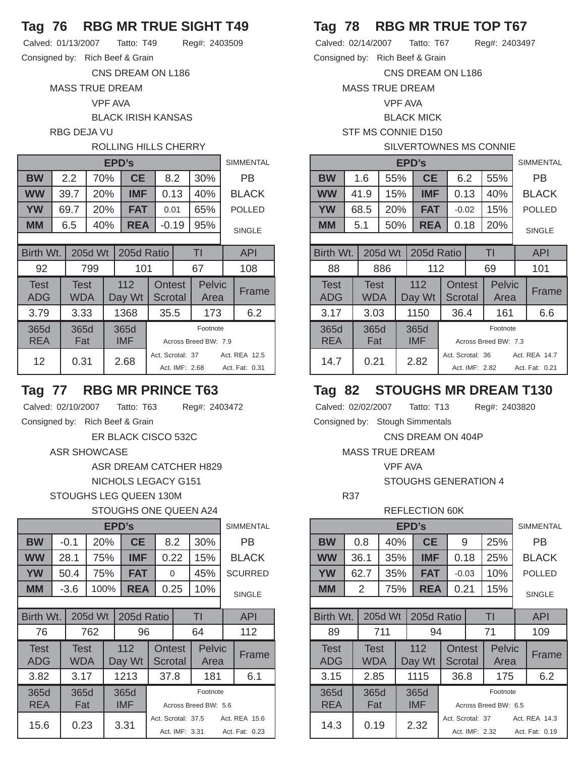## Tag 76 RBG MR TRUE SIGHT T49

Calved: 01/13/2007 Tatto: T49 Reg#: 2403509

Consigned by: Rich Beef & Grain

CNS DREAM ON L186
MASS TRUE DREAM
VPF AVA
BLACK IRISH KANSAS
RBG DEJA VU
ROLLING HILLS CHERRY

| EPD's | | | | | | SIMMENTAL |
|---|---|---|---|---|---|---|
| BW | 2.2 | 70% | CE | 8.2 | 30% | PB |
| WW | 39.7 | 20% | IMF | 0.13 | 40% | BLACK |
| YW | 69.7 | 20% | FAT | 0.01 | 65% | POLLED |
| MM | 6.5 | 40% | REA | -0.19 | 95% | SINGLE |

| Birth Wt. | 205d Wt | 205d Ratio | TI | API |
|---|---|---|---|---|
| 92 | 799 | 101 | 67 | 108 |

| Test ADG | Test WDA | 112 Day Wt | Ontest Scrotal | Pelvic Area | Frame |
|---|---|---|---|---|---|
| 3.79 | 3.33 | 1368 | 35.5 | 173 | 6.2 |

| 365d REA | 365d Fat | 365d IMF | Footnote |
|---|---|---|---|
| 12 | 0.31 | 2.68 | Across Breed BW: 7.9; Act. Scrotal: 37; Act. REA 12.5; Act. IMF: 2.68; Act. Fat: 0.31 |

## Tag 78 RBG MR TRUE TOP T67

Calved: 02/14/2007 Tatto: T67 Reg#: 2403497

Consigned by: Rich Beef & Grain

CNS DREAM ON L186
MASS TRUE DREAM
VPF AVA
BLACK MICK
STF MS CONNIE D150
SILVERTOWNES MS CONNIE

| EPD's | | | | | | SIMMENTAL |
|---|---|---|---|---|---|---|
| BW | 1.6 | 55% | CE | 6.2 | 55% | PB |
| WW | 41.9 | 15% | IMF | 0.13 | 40% | BLACK |
| YW | 68.5 | 20% | FAT | -0.02 | 15% | POLLED |
| MM | 5.1 | 50% | REA | 0.18 | 20% | SINGLE |

| Birth Wt. | 205d Wt | 205d Ratio | TI | API |
|---|---|---|---|---|
| 88 | 886 | 112 | 69 | 101 |

| Test ADG | Test WDA | 112 Day Wt | Ontest Scrotal | Pelvic Area | Frame |
|---|---|---|---|---|---|
| 3.17 | 3.03 | 1150 | 36.4 | 161 | 6.6 |

| 365d REA | 365d Fat | 365d IMF | Footnote |
|---|---|---|---|
| 14.7 | 0.21 | 2.82 | Across Breed BW: 7.3; Act. Scrotal: 36; Act. REA 14.7; Act. IMF: 2.82; Act. Fat: 0.21 |

## Tag 77 RBG MR PRINCE T63

Calved: 02/10/2007 Tatto: T63 Reg#: 2403472

Consigned by: Rich Beef & Grain

ER BLACK CISCO 532C
ASR SHOWCASE
ASR DREAM CATCHER H829
NICHOLS LEGACY G151
STOUGHS LEG QUEEN 130M
STOUGHS ONE QUEEN A24

| EPD's | | | | | | SIMMENTAL |
|---|---|---|---|---|---|---|
| BW | -0.1 | 20% | CE | 8.2 | 30% | PB |
| WW | 28.1 | 75% | IMF | 0.22 | 15% | BLACK |
| YW | 50.4 | 75% | FAT | 0 | 45% | SCURRED |
| MM | -3.6 | 100% | REA | 0.25 | 10% | SINGLE |

| Birth Wt. | 205d Wt | 205d Ratio | TI | API |
|---|---|---|---|---|
| 76 | 762 | 96 | 64 | 112 |

| Test ADG | Test WDA | 112 Day Wt | Ontest Scrotal | Pelvic Area | Frame |
|---|---|---|---|---|---|
| 3.82 | 3.17 | 1213 | 37.8 | 181 | 6.1 |

| 365d REA | 365d Fat | 365d IMF | Footnote |
|---|---|---|---|
| 15.6 | 0.23 | 3.31 | Across Breed BW: 5.6; Act. Scrotal: 37.5; Act. REA 15.6; Act. IMF: 3.31; Act. Fat: 0.23 |

## Tag 82 STOUGHS MR DREAM T130

Calved: 02/02/2007 Tatto: T13 Reg#: 2403820

Consigned by: Stough Simmentals

CNS DREAM ON 404P
MASS TRUE DREAM
VPF AVA
STOUGHS GENERATION 4
R37
REFLECTION 60K

| EPD's | | | | | | SIMMENTAL |
|---|---|---|---|---|---|---|
| BW | 0.8 | 40% | CE | 9 | 25% | PB |
| WW | 36.1 | 35% | IMF | 0.18 | 25% | BLACK |
| YW | 62.7 | 35% | FAT | -0.03 | 10% | POLLED |
| MM | 2 | 75% | REA | 0.21 | 15% | SINGLE |

| Birth Wt. | 205d Wt | 205d Ratio | TI | API |
|---|---|---|---|---|
| 89 | 711 | 94 | 71 | 109 |

| Test ADG | Test WDA | 112 Day Wt | Ontest Scrotal | Pelvic Area | Frame |
|---|---|---|---|---|---|
| 3.15 | 2.85 | 1115 | 36.8 | 175 | 6.2 |

| 365d REA | 365d Fat | 365d IMF | Footnote |
|---|---|---|---|
| 14.3 | 0.19 | 2.32 | Across Breed BW: 6.5; Act. Scrotal: 37; Act. REA 14.3; Act. IMF: 2.32; Act. Fat: 0.19 |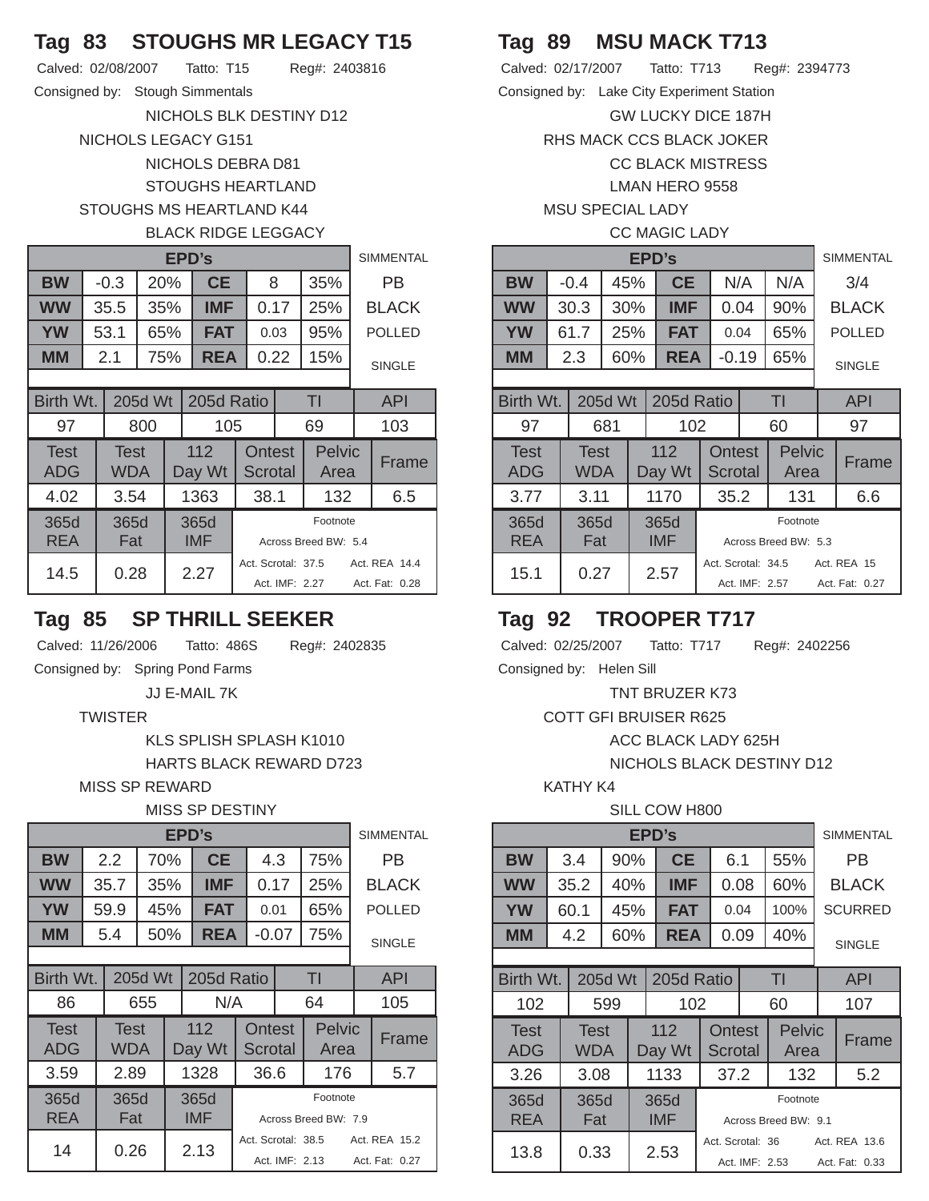## Tag 83 STOUGHS MR LEGACY T15

Calved: 02/08/2007 Tatto: T15 Reg#: 2403816

Consigned by: Stough Simmentals

NICHOLS BLK DESTINY D12
NICHOLS LEGACY G151
NICHOLS DEBRA D81
STOUGHS HEARTLAND
STOUGHS MS HEARTLAND K44
BLACK RIDGE LEGGACY

| EPD's | | | | | | SIMMENTAL |
|---|---|---|---|---|---|---|
| BW | -0.3 | 20% | CE | 8 | 35% | PB |
| WW | 35.5 | 35% | IMF | 0.17 | 25% | BLACK |
| YW | 53.1 | 65% | FAT | 0.03 | 95% | POLLED |
| MM | 2.1 | 75% | REA | 0.22 | 15% | SINGLE |

| Birth Wt. | 205d Wt | 205d Ratio | TI | API |
|---|---|---|---|---|
| 97 | 800 | 105 | 69 | 103 |

| Test ADG | Test WDA | 112 Day Wt | Ontest Scrotal | Pelvic Area | Frame |
|---|---|---|---|---|---|
| 4.02 | 3.54 | 1363 | 38.1 | 132 | 6.5 |

| 365d REA | 365d Fat | 365d IMF | Footnote |
|---|---|---|---|
| 14.5 | 0.28 | 2.27 | Across Breed BW: 5.4; Act. Scrotal: 37.5; Act. REA 14.4; Act. IMF: 2.27; Act. Fat: 0.28 |

## Tag 89 MSU MACK T713

Calved: 02/17/2007 Tatto: T713 Reg#: 2394773

Consigned by: Lake City Experiment Station

GW LUCKY DICE 187H
RHS MACK CCS BLACK JOKER
CC BLACK MISTRESS
LMAN HERO 9558
MSU SPECIAL LADY
CC MAGIC LADY

| EPD's | | | | | | SIMMENTAL |
|---|---|---|---|---|---|---|
| BW | -0.4 | 45% | CE | N/A | N/A | 3/4 |
| WW | 30.3 | 30% | IMF | 0.04 | 90% | BLACK |
| YW | 61.7 | 25% | FAT | 0.04 | 65% | POLLED |
| MM | 2.3 | 60% | REA | -0.19 | 65% | SINGLE |

| Birth Wt. | 205d Wt | 205d Ratio | TI | API |
|---|---|---|---|---|
| 97 | 681 | 102 | 60 | 97 |

| Test ADG | Test WDA | 112 Day Wt | Ontest Scrotal | Pelvic Area | Frame |
|---|---|---|---|---|---|
| 3.77 | 3.11 | 1170 | 35.2 | 131 | 6.6 |

| 365d REA | 365d Fat | 365d IMF | Footnote |
|---|---|---|---|
| 15.1 | 0.27 | 2.57 | Across Breed BW: 5.3; Act. Scrotal: 34.5; Act. REA 15; Act. IMF: 2.57; Act. Fat: 0.27 |

## Tag 85 SP THRILL SEEKER

Calved: 11/26/2006 Tatto: 486S Reg#: 2402835

Consigned by: Spring Pond Farms

JJ E-MAIL 7K
TWISTER
KLS SPLISH SPLASH K1010
HARTS BLACK REWARD D723
MISS SP REWARD
MISS SP DESTINY

| EPD's | | | | | | SIMMENTAL |
|---|---|---|---|---|---|---|
| BW | 2.2 | 70% | CE | 4.3 | 75% | PB |
| WW | 35.7 | 35% | IMF | 0.17 | 25% | BLACK |
| YW | 59.9 | 45% | FAT | 0.01 | 65% | POLLED |
| MM | 5.4 | 50% | REA | -0.07 | 75% | SINGLE |

| Birth Wt. | 205d Wt | 205d Ratio | TI | API |
|---|---|---|---|---|
| 86 | 655 | N/A | 64 | 105 |

| Test ADG | Test WDA | 112 Day Wt | Ontest Scrotal | Pelvic Area | Frame |
|---|---|---|---|---|---|
| 3.59 | 2.89 | 1328 | 36.6 | 176 | 5.7 |

| 365d REA | 365d Fat | 365d IMF | Footnote |
|---|---|---|---|
| 14 | 0.26 | 2.13 | Across Breed BW: 7.9; Act. Scrotal: 38.5; Act. REA 15.2; Act. IMF: 2.13; Act. Fat: 0.27 |

## Tag 92 TROOPER T717

Calved: 02/25/2007 Tatto: T717 Reg#: 2402256

Consigned by: Helen Sill

TNT BRUZER K73
COTT GFI BRUISER R625
ACC BLACK LADY 625H
NICHOLS BLACK DESTINY D12
KATHY K4
SILL COW H800

| EPD's | | | | | | SIMMENTAL |
|---|---|---|---|---|---|---|
| BW | 3.4 | 90% | CE | 6.1 | 55% | PB |
| WW | 35.2 | 40% | IMF | 0.08 | 60% | BLACK |
| YW | 60.1 | 45% | FAT | 0.04 | 100% | SCURRED |
| MM | 4.2 | 60% | REA | 0.09 | 40% | SINGLE |

| Birth Wt. | 205d Wt | 205d Ratio | TI | API |
|---|---|---|---|---|
| 102 | 599 | 102 | 60 | 107 |

| Test ADG | Test WDA | 112 Day Wt | Ontest Scrotal | Pelvic Area | Frame |
|---|---|---|---|---|---|
| 3.26 | 3.08 | 1133 | 37.2 | 132 | 5.2 |

| 365d REA | 365d Fat | 365d IMF | Footnote |
|---|---|---|---|
| 13.8 | 0.33 | 2.53 | Across Breed BW: 9.1; Act. Scrotal: 36; Act. REA 13.6; Act. IMF: 2.53; Act. Fat: 0.33 |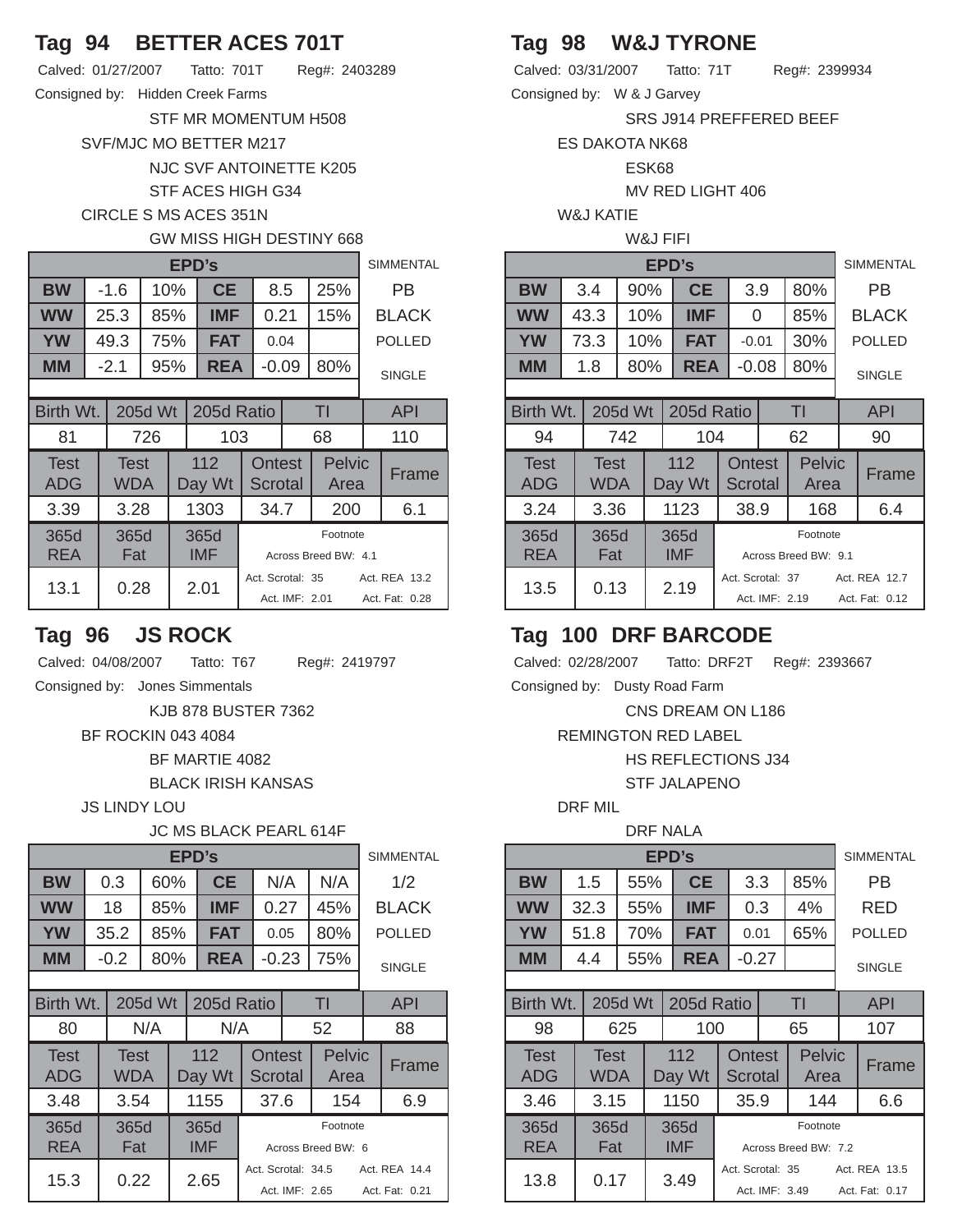## Tag 94 BETTER ACES 701T

Calved: 01/27/2007 Tatto: 701T Reg#: 2403289

Consigned by: Hidden Creek Farms

STF MR MOMENTUM H508

SVF/MJC MO BETTER M217

NJC SVF ANTOINETTE K205

STF ACES HIGH G34

CIRCLE S MS ACES 351N

GW MISS HIGH DESTINY 668

| EPD's | | | | | | SIMMENTAL |
|---|---|---|---|---|---|---|
| BW | -1.6 | 10% | CE | 8.5 | 25% | PB |
| WW | 25.3 | 85% | IMF | 0.21 | 15% | BLACK |
| YW | 49.3 | 75% | FAT | 0.04 | | POLLED |
| MM | -2.1 | 95% | REA | -0.09 | 80% | SINGLE |

| Birth Wt. | 205d Wt | 205d Ratio | TI | API |
|---|---|---|---|---|
| 81 | 726 | 103 | 68 | 110 |

| Test ADG | Test WDA | 112 Day Wt | Ontest Scrotal | Pelvic Area | Frame |
|---|---|---|---|---|---|
| 3.39 | 3.28 | 1303 | 34.7 | 200 | 6.1 |

| 365d REA | 365d Fat | 365d IMF | Footnote |
|---|---|---|---|
| 13.1 | 0.28 | 2.01 | Across Breed BW: 4.1; Act. Scrotal: 35; Act. REA 13.2; Act. IMF: 2.01; Act. Fat: 0.28 |

## Tag 98 W&J TYRONE

Calved: 03/31/2007 Tatto: 71T Reg#: 2399934

Consigned by: W & J Garvey

SRS J914 PREFFERED BEEF

ES DAKOTA NK68

ESK68

MV RED LIGHT 406

W&J KATIE

W&J FIFI

| EPD's | | | | | | SIMMENTAL |
|---|---|---|---|---|---|---|
| BW | 3.4 | 90% | CE | 3.9 | 80% | PB |
| WW | 43.3 | 10% | IMF | 0 | 85% | BLACK |
| YW | 73.3 | 10% | FAT | -0.01 | 30% | POLLED |
| MM | 1.8 | 80% | REA | -0.08 | 80% | SINGLE |

| Birth Wt. | 205d Wt | 205d Ratio | TI | API |
|---|---|---|---|---|
| 94 | 742 | 104 | 62 | 90 |

| Test ADG | Test WDA | 112 Day Wt | Ontest Scrotal | Pelvic Area | Frame |
|---|---|---|---|---|---|
| 3.24 | 3.36 | 1123 | 38.9 | 168 | 6.4 |

| 365d REA | 365d Fat | 365d IMF | Footnote |
|---|---|---|---|
| 13.5 | 0.13 | 2.19 | Across Breed BW: 9.1; Act. Scrotal: 37; Act. REA 12.7; Act. IMF: 2.19; Act. Fat: 0.12 |

## Tag 96 JS ROCK

Calved: 04/08/2007 Tatto: T67 Reg#: 2419797

Consigned by: Jones Simmentals

KJB 878 BUSTER 7362

BF ROCKIN 043 4084

BF MARTIE 4082

BLACK IRISH KANSAS

JS LINDY LOU

JC MS BLACK PEARL 614F

| EPD's | | | | | | SIMMENTAL |
|---|---|---|---|---|---|---|
| BW | 0.3 | 60% | CE | N/A | N/A | 1/2 |
| WW | 18 | 85% | IMF | 0.27 | 45% | BLACK |
| YW | 35.2 | 85% | FAT | 0.05 | 80% | POLLED |
| MM | -0.2 | 80% | REA | -0.23 | 75% | SINGLE |

| Birth Wt. | 205d Wt | 205d Ratio | TI | API |
|---|---|---|---|---|
| 80 | N/A | N/A | 52 | 88 |

| Test ADG | Test WDA | 112 Day Wt | Ontest Scrotal | Pelvic Area | Frame |
|---|---|---|---|---|---|
| 3.48 | 3.54 | 1155 | 37.6 | 154 | 6.9 |

| 365d REA | 365d Fat | 365d IMF | Footnote |
|---|---|---|---|
| 15.3 | 0.22 | 2.65 | Across Breed BW: 6; Act. Scrotal: 34.5; Act. REA 14.4; Act. IMF: 2.65; Act. Fat: 0.21 |

## Tag 100 DRF BARCODE

Calved: 02/28/2007 Tatto: DRF2T Reg#: 2393667

Consigned by: Dusty Road Farm

CNS DREAM ON L186

REMINGTON RED LABEL

HS REFLECTIONS J34

STF JALAPENO

DRF MIL

DRF NALA

| EPD's | | | | | | SIMMENTAL |
|---|---|---|---|---|---|---|
| BW | 1.5 | 55% | CE | 3.3 | 85% | PB |
| WW | 32.3 | 55% | IMF | 0.3 | 4% | RED |
| YW | 51.8 | 70% | FAT | 0.01 | 65% | POLLED |
| MM | 4.4 | 55% | REA | -0.27 | | SINGLE |

| Birth Wt. | 205d Wt | 205d Ratio | TI | API |
|---|---|---|---|---|
| 98 | 625 | 100 | 65 | 107 |

| Test ADG | Test WDA | 112 Day Wt | Ontest Scrotal | Pelvic Area | Frame |
|---|---|---|---|---|---|
| 3.46 | 3.15 | 1150 | 35.9 | 144 | 6.6 |

| 365d REA | 365d Fat | 365d IMF | Footnote |
|---|---|---|---|
| 13.8 | 0.17 | 3.49 | Across Breed BW: 7.2; Act. Scrotal: 35; Act. REA 13.5; Act. IMF: 3.49; Act. Fat: 0.17 |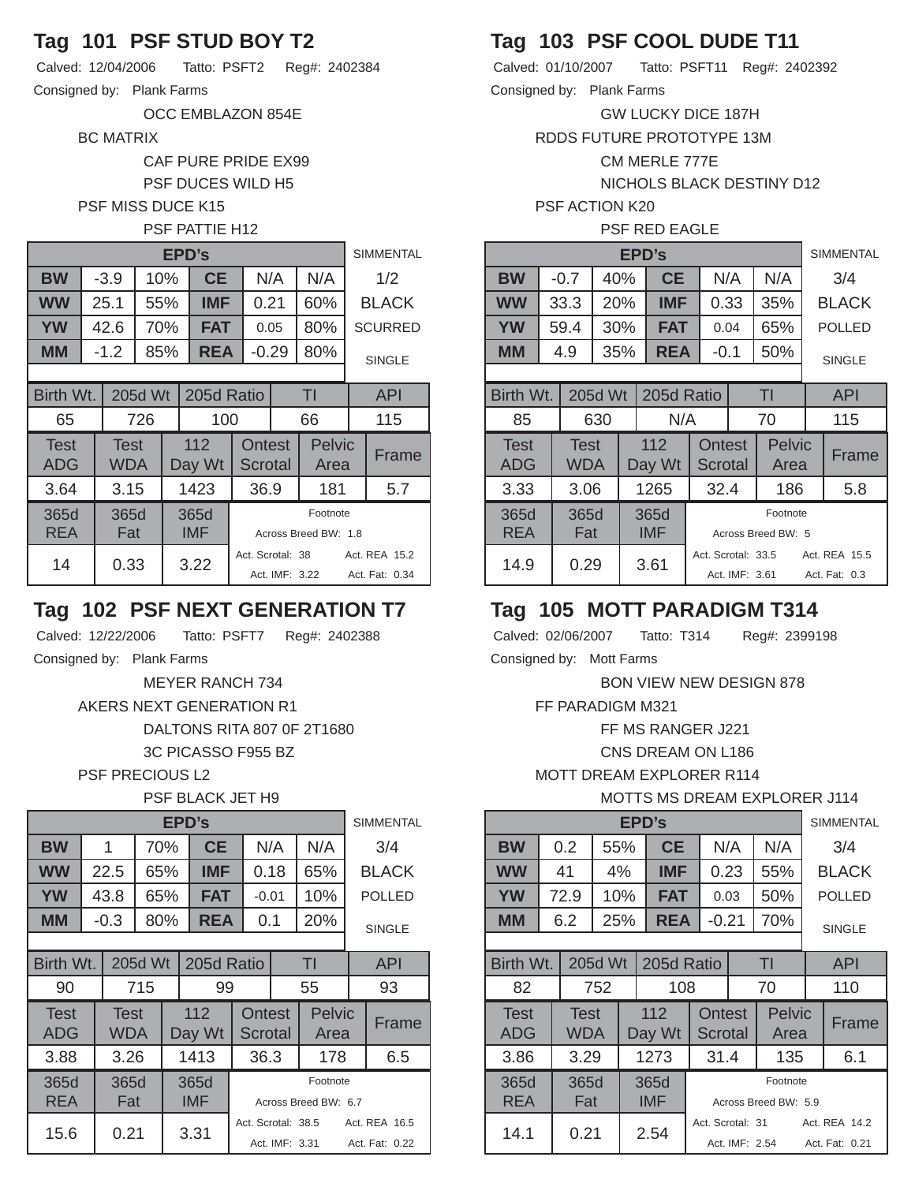## Tag 101 PSF STUD BOY T2

Calved: 12/04/2006 Tatto: PSFT2 Reg#: 2402384

Consigned by: Plank Farms

OCC EMBLAZON 854E
BC MATRIX
CAF PURE PRIDE EX99
PSF DUCES WILD H5
PSF MISS DUCE K15
PSF PATTIE H12

| EPD's | | | | | | | SIMMENTAL |
|---|---|---|---|---|---|---|---|
| BW | -3.9 | 10% | CE | N/A | N/A | | 1/2 |
| WW | 25.1 | 55% | IMF | 0.21 | 60% | | BLACK |
| YW | 42.6 | 70% | FAT | 0.05 | 80% | | SCURRED |
| MM | -1.2 | 85% | REA | -0.29 | 80% | | SINGLE |

| Birth Wt. | 205d Wt | 205d Ratio | TI | API |
|---|---|---|---|---|
| 65 | 726 | 100 | 66 | 115 |

| Test ADG | Test WDA | 112 Day Wt | Ontest Scrotal | Pelvic Area | Frame |
|---|---|---|---|---|---|
| 3.64 | 3.15 | 1423 | 36.9 | 181 | 5.7 |

| 365d REA | 365d Fat | 365d IMF | Footnote |
|---|---|---|---|
| 14 | 0.33 | 3.22 | Across Breed BW: 1.8; Act. Scrotal: 38; Act. REA 15.2; Act. IMF: 3.22; Act. Fat: 0.34 |

## Tag 102 PSF NEXT GENERATION T7

Calved: 12/22/2006 Tatto: PSFT7 Reg#: 2402388

Consigned by: Plank Farms

MEYER RANCH 734
AKERS NEXT GENERATION R1
DALTONS RITA 807 0F 2T1680
3C PICASSO F955 BZ
PSF PRECIOUS L2
PSF BLACK JET H9

| EPD's | | | | | | | SIMMENTAL |
|---|---|---|---|---|---|---|---|
| BW | 1 | 70% | CE | N/A | N/A | | 3/4 |
| WW | 22.5 | 65% | IMF | 0.18 | 65% | | BLACK |
| YW | 43.8 | 65% | FAT | -0.01 | 10% | | POLLED |
| MM | -0.3 | 80% | REA | 0.1 | 20% | | SINGLE |

| Birth Wt. | 205d Wt | 205d Ratio | TI | API |
|---|---|---|---|---|
| 90 | 715 | 99 | 55 | 93 |

| Test ADG | Test WDA | 112 Day Wt | Ontest Scrotal | Pelvic Area | Frame |
|---|---|---|---|---|---|
| 3.88 | 3.26 | 1413 | 36.3 | 178 | 6.5 |

| 365d REA | 365d Fat | 365d IMF | Footnote |
|---|---|---|---|
| 15.6 | 0.21 | 3.31 | Across Breed BW: 6.7; Act. Scrotal: 38.5; Act. REA 16.5; Act. IMF: 3.31; Act. Fat: 0.22 |

## Tag 103 PSF COOL DUDE T11

Calved: 01/10/2007 Tatto: PSFT11 Reg#: 2402392

Consigned by: Plank Farms

GW LUCKY DICE 187H
RDDS FUTURE PROTOTYPE 13M
CM MERLE 777E
NICHOLS BLACK DESTINY D12
PSF ACTION K20
PSF RED EAGLE

| EPD's | | | | | | | SIMMENTAL |
|---|---|---|---|---|---|---|---|
| BW | -0.7 | 40% | CE | N/A | N/A | | 3/4 |
| WW | 33.3 | 20% | IMF | 0.33 | 35% | | BLACK |
| YW | 59.4 | 30% | FAT | 0.04 | 65% | | POLLED |
| MM | 4.9 | 35% | REA | -0.1 | 50% | | SINGLE |

| Birth Wt. | 205d Wt | 205d Ratio | TI | API |
|---|---|---|---|---|
| 85 | 630 | N/A | 70 | 115 |

| Test ADG | Test WDA | 112 Day Wt | Ontest Scrotal | Pelvic Area | Frame |
|---|---|---|---|---|---|
| 3.33 | 3.06 | 1265 | 32.4 | 186 | 5.8 |

| 365d REA | 365d Fat | 365d IMF | Footnote |
|---|---|---|---|
| 14.9 | 0.29 | 3.61 | Across Breed BW: 5; Act. Scrotal: 33.5; Act. REA 15.5; Act. IMF: 3.61; Act. Fat: 0.3 |

## Tag 105 MOTT PARADIGM T314

Calved: 02/06/2007 Tatto: T314 Reg#: 2399198

Consigned by: Mott Farms

BON VIEW NEW DESIGN 878
FF PARADIGM M321
FF MS RANGER J221
CNS DREAM ON L186
MOTT DREAM EXPLORER R114
MOTTS MS DREAM EXPLORER J114

| EPD's | | | | | | | SIMMENTAL |
|---|---|---|---|---|---|---|---|
| BW | 0.2 | 55% | CE | N/A | N/A | | 3/4 |
| WW | 41 | 4% | IMF | 0.23 | 55% | | BLACK |
| YW | 72.9 | 10% | FAT | 0.03 | 50% | | POLLED |
| MM | 6.2 | 25% | REA | -0.21 | 70% | | SINGLE |

| Birth Wt. | 205d Wt | 205d Ratio | TI | API |
|---|---|---|---|---|
| 82 | 752 | 108 | 70 | 110 |

| Test ADG | Test WDA | 112 Day Wt | Ontest Scrotal | Pelvic Area | Frame |
|---|---|---|---|---|---|
| 3.86 | 3.29 | 1273 | 31.4 | 135 | 6.1 |

| 365d REA | 365d Fat | 365d IMF | Footnote |
|---|---|---|---|
| 14.1 | 0.21 | 2.54 | Across Breed BW: 5.9; Act. Scrotal: 31; Act. REA 14.2; Act. IMF: 2.54; Act. Fat: 0.21 |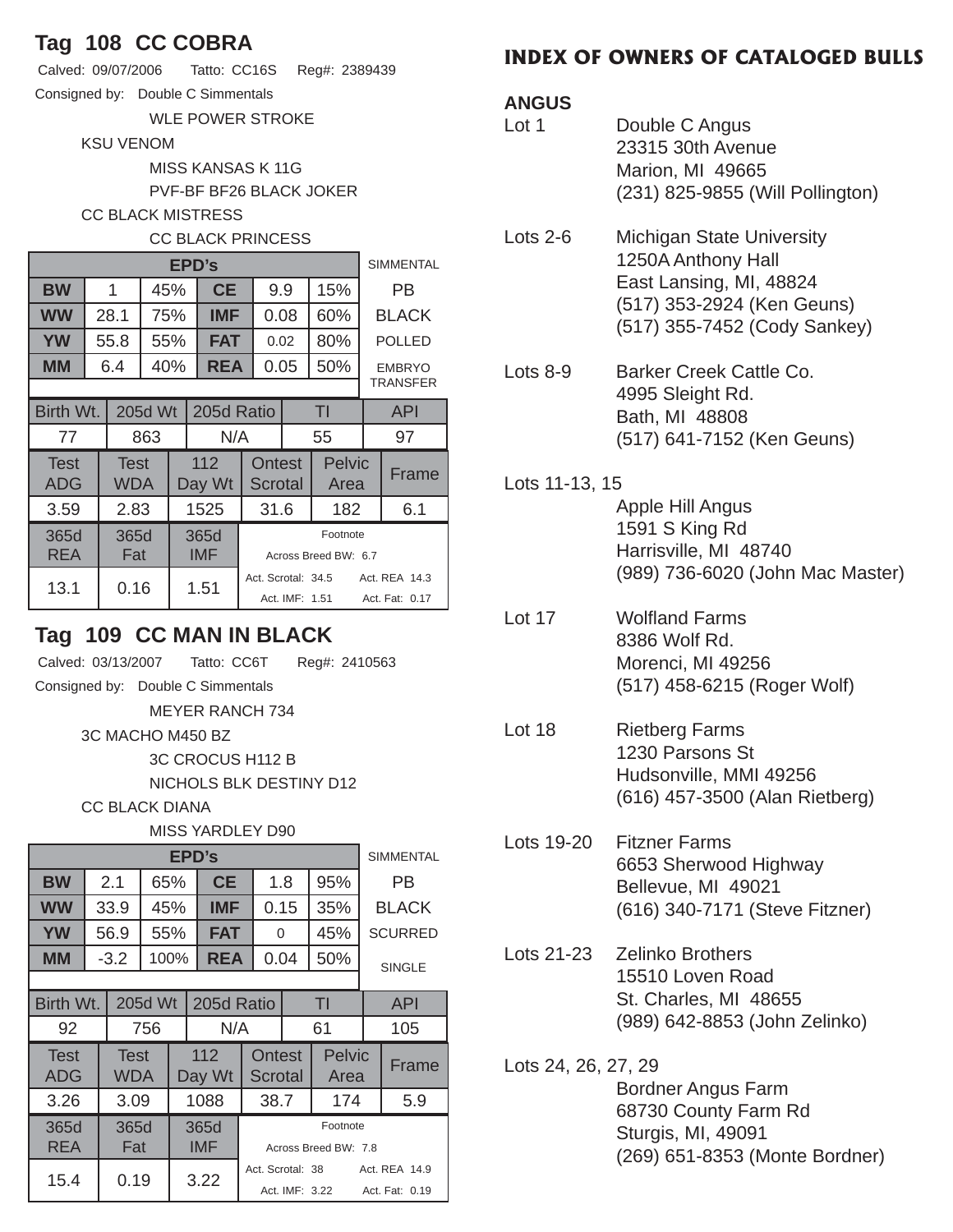## Tag 108 CC COBRA

Calved: 09/07/2006 Tatto: CC16S Reg#: 2389439

Consigned by: Double C Simmentals

WLE POWER STROKE
KSU VENOM
MISS KANSAS K 11G
PVF-BF BF26 BLACK JOKER
CC BLACK MISTRESS
CC BLACK PRINCESS

| EPD's | | | | | | | SIMMENTAL |
|---|---|---|---|---|---|---|---|
| BW | 1 | 45% | CE | 9.9 | 15% | | PB |
| WW | 28.1 | 75% | IMF | 0.08 | 60% | | BLACK |
| YW | 55.8 | 55% | FAT | 0.02 | 80% | | POLLED |
| MM | 6.4 | 40% | REA | 0.05 | 50% | | EMBRYO TRANSFER |

| Birth Wt. | 205d Wt | 205d Ratio | TI | API |
|---|---|---|---|---|
| 77 | 863 | N/A | 55 | 97 |

| Test ADG | Test WDA | 112 Day Wt | Ontest Scrotal | Pelvic Area | Frame |
|---|---|---|---|---|---|
| 3.59 | 2.83 | 1525 | 31.6 | 182 | 6.1 |

| 365d REA | 365d Fat | 365d IMF | Footnote |
|---|---|---|---|
| 13.1 | 0.16 | 1.51 | Across Breed BW: 6.7<br>Act. Scrotal: 34.5 Act. REA 14.3<br>Act. IMF: 1.51 Act. Fat: 0.17 |

## Tag 109 CC MAN IN BLACK

Calved: 03/13/2007 Tatto: CC6T Reg#: 2410563

Consigned by: Double C Simmentals

MEYER RANCH 734
3C MACHO M450 BZ
3C CROCUS H112 B
NICHOLS BLK DESTINY D12
CC BLACK DIANA
MISS YARDLEY D90

| EPD's | | | | | | | SIMMENTAL |
|---|---|---|---|---|---|---|---|
| BW | 2.1 | 65% | CE | 1.8 | 95% | | PB |
| WW | 33.9 | 45% | IMF | 0.15 | 35% | | BLACK |
| YW | 56.9 | 55% | FAT | 0 | 45% | | SCURRED |
| MM | -3.2 | 100% | REA | 0.04 | 50% | | SINGLE |

| Birth Wt. | 205d Wt | 205d Ratio | TI | API |
|---|---|---|---|---|
| 92 | 756 | N/A | 61 | 105 |

| Test ADG | Test WDA | 112 Day Wt | Ontest Scrotal | Pelvic Area | Frame |
|---|---|---|---|---|---|
| 3.26 | 3.09 | 1088 | 38.7 | 174 | 5.9 |

| 365d REA | 365d Fat | 365d IMF | Footnote |
|---|---|---|---|
| 15.4 | 0.19 | 3.22 | Across Breed BW: 7.8<br>Act. Scrotal: 38 Act. REA 14.9<br>Act. IMF: 3.22 Act. Fat: 0.19 |

# INDEX OF OWNERS OF CATALOGED BULLS

### ANGUS

Lot 1
Double C Angus
23315 30th Avenue
Marion, MI 49665
(231) 825-9855 (Will Pollington)

Lots 2-6
Michigan State University
1250A Anthony Hall
East Lansing, MI, 48824
(517) 353-2924 (Ken Geuns)
(517) 355-7452 (Cody Sankey)

Lots 8-9
Barker Creek Cattle Co.
4995 Sleight Rd.
Bath, MI 48808
(517) 641-7152 (Ken Geuns)

Lots 11-13, 15
Apple Hill Angus
1591 S King Rd
Harrisville, MI 48740
(989) 736-6020 (John Mac Master)

Lot 17
Wolfland Farms
8386 Wolf Rd.
Morenci, MI 49256
(517) 458-6215 (Roger Wolf)

Lot 18
Rietberg Farms
1230 Parsons St
Hudsonville, MMI 49256
(616) 457-3500 (Alan Rietberg)

Lots 19-20
Fitzner Farms
6653 Sherwood Highway
Bellevue, MI 49021
(616) 340-7171 (Steve Fitzner)

Lots 21-23
Zelinko Brothers
15510 Loven Road
St. Charles, MI 48655
(989) 642-8853 (John Zelinko)

Lots 24, 26, 27, 29
Bordner Angus Farm
68730 County Farm Rd
Sturgis, MI, 49091
(269) 651-8353 (Monte Bordner)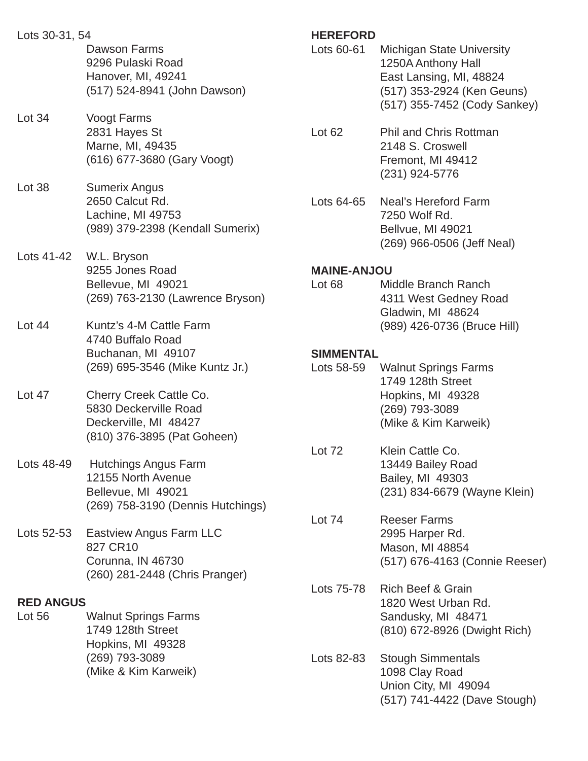Lots 30-31, 54
Dawson Farms
9296 Pulaski Road
Hanover, MI, 49241
(517) 524-8941 (John Dawson)

Lot 34
Voogt Farms
2831 Hayes St
Marne, MI, 49435
(616) 677-3680 (Gary Voogt)

Lot 38
Sumerix Angus
2650 Calcut Rd.
Lachine, MI 49753
(989) 379-2398 (Kendall Sumerix)

Lots 41-42
W.L. Bryson
9255 Jones Road
Bellevue, MI 49021
(269) 763-2130 (Lawrence Bryson)

Lot 44
Kuntz's 4-M Cattle Farm
4740 Buffalo Road
Buchanan, MI 49107
(269) 695-3546 (Mike Kuntz Jr.)

Lot 47
Cherry Creek Cattle Co.
5830 Deckerville Road
Deckerville, MI 48427
(810) 376-3895 (Pat Goheen)

Lots 48-49
Hutchings Angus Farm
12155 North Avenue
Bellevue, MI 49021
(269) 758-3190 (Dennis Hutchings)

Lots 52-53
Eastview Angus Farm LLC
827 CR10
Corunna, IN 46730
(260) 281-2448 (Chris Pranger)

**RED ANGUS**

Lot 56
Walnut Springs Farms
1749 128th Street
Hopkins, MI 49328
(269) 793-3089
(Mike & Kim Karweik)

**HEREFORD**

Lots 60-61
Michigan State University
1250A Anthony Hall
East Lansing, MI, 48824
(517) 353-2924 (Ken Geuns)
(517) 355-7452 (Cody Sankey)

Lot 62
Phil and Chris Rottman
2148 S. Croswell
Fremont, MI 49412
(231) 924-5776

Lots 64-65
Neal's Hereford Farm
7250 Wolf Rd.
Bellvue, MI 49021
(269) 966-0506 (Jeff Neal)

**MAINE-ANJOU**

Lot 68
Middle Branch Ranch
4311 West Gedney Road
Gladwin, MI 48624
(989) 426-0736 (Bruce Hill)

**SIMMENTAL**

Lots 58-59
Walnut Springs Farms
1749 128th Street
Hopkins, MI 49328
(269) 793-3089
(Mike & Kim Karweik)

Lot 72
Klein Cattle Co.
13449 Bailey Road
Bailey, MI 49303
(231) 834-6679 (Wayne Klein)

Lot 74
Reeser Farms
2995 Harper Rd.
Mason, MI 48854
(517) 676-4163 (Connie Reeser)

Lots 75-78
Rich Beef & Grain
1820 West Urban Rd.
Sandusky, MI 48471
(810) 672-8926 (Dwight Rich)

Lots 82-83
Stough Simmentals
1098 Clay Road
Union City, MI 49094
(517) 741-4422 (Dave Stough)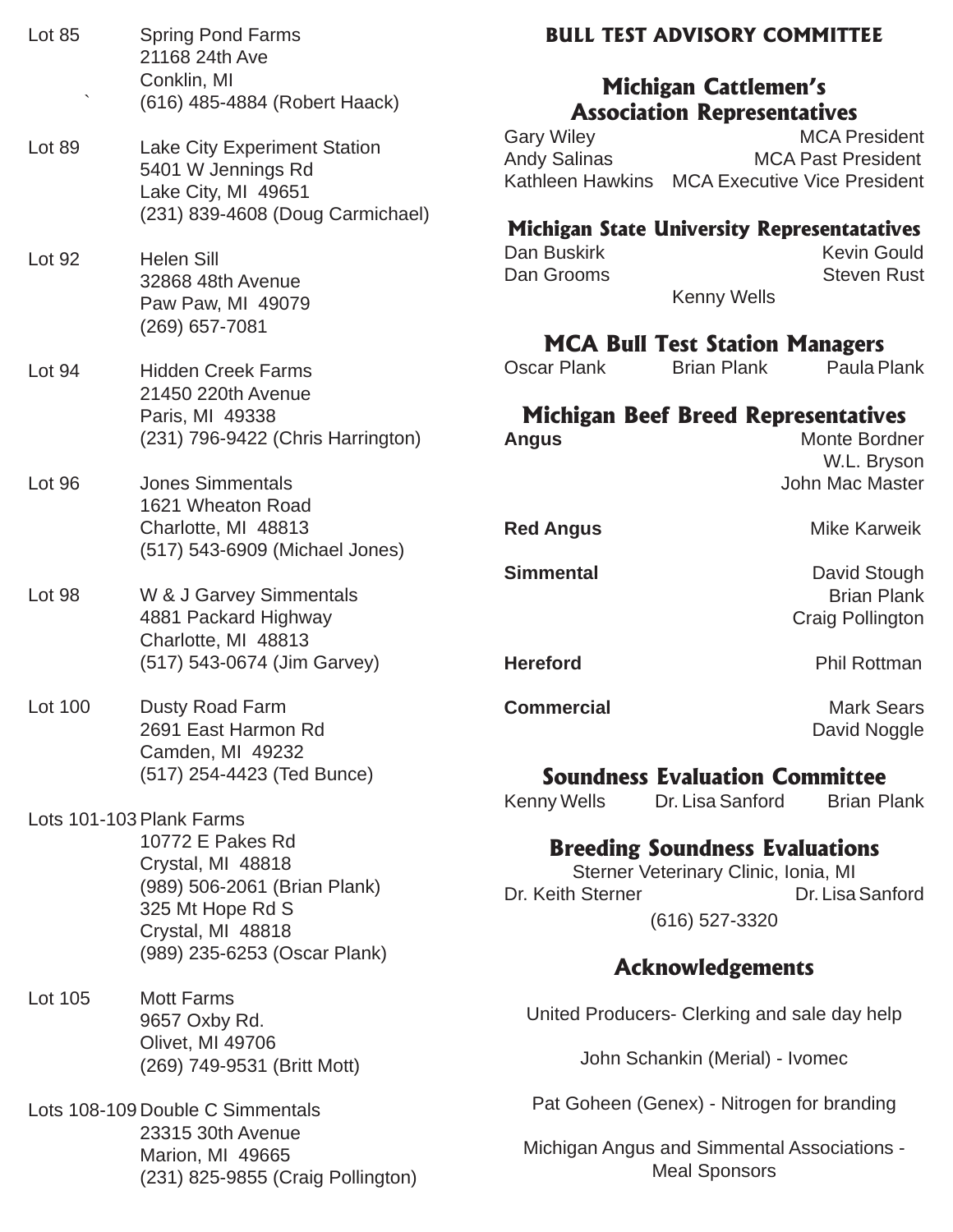Lot 85 Spring Pond Farms
21168 24th Ave
Conklin, MI
(616) 485-4884 (Robert Haack)

Lot 89 Lake City Experiment Station
5401 W Jennings Rd
Lake City, MI 49651
(231) 839-4608 (Doug Carmichael)

Lot 92 Helen Sill
32868 48th Avenue
Paw Paw, MI 49079
(269) 657-7081

Lot 94 Hidden Creek Farms
21450 220th Avenue
Paris, MI 49338
(231) 796-9422 (Chris Harrington)

Lot 96 Jones Simmentals
1621 Wheaton Road
Charlotte, MI 48813
(517) 543-6909 (Michael Jones)

Lot 98 W & J Garvey Simmentals
4881 Packard Highway
Charlotte, MI 48813
(517) 543-0674 (Jim Garvey)

Lot 100 Dusty Road Farm
2691 East Harmon Rd
Camden, MI 49232
(517) 254-4423 (Ted Bunce)

Lots 101-103 Plank Farms
10772 E Pakes Rd
Crystal, MI 48818
(989) 506-2061 (Brian Plank)
325 Mt Hope Rd S
Crystal, MI 48818
(989) 235-6253 (Oscar Plank)

Lot 105 Mott Farms
9657 Oxby Rd.
Olivet, MI 49706
(269) 749-9531 (Britt Mott)

Lots 108-109 Double C Simmentals
23315 30th Avenue
Marion, MI 49665
(231) 825-9855 (Craig Pollington)

## BULL TEST ADVISORY COMMITTEE

### Michigan Cattlemen's Association Representatives

Gary Wiley — MCA President
Andy Salinas — MCA Past President
Kathleen Hawkins — MCA Executive Vice President

### Michigan State University Representatatives

Dan Buskirk, Kevin Gould
Dan Grooms, Steven Rust
Kenny Wells

### MCA Bull Test Station Managers

Oscar Plank, Brian Plank, Paula Plank

### Michigan Beef Breed Representatives

**Angus** — Monte Bordner, W.L. Bryson, John Mac Master

**Red Angus** — Mike Karweik

**Simmental** — David Stough, Brian Plank, Craig Pollington

**Hereford** — Phil Rottman

**Commercial** — Mark Sears, David Noggle

### Soundness Evaluation Committee

Kenny Wells, Dr. Lisa Sanford, Brian Plank

### Breeding Soundness Evaluations

Sterner Veterinary Clinic, Ionia, MI
Dr. Keith Sterner, Dr. Lisa Sanford
(616) 527-3320

### Acknowledgements

United Producers- Clerking and sale day help

John Schankin (Merial) - Ivomec

Pat Goheen (Genex) - Nitrogen for branding

Michigan Angus and Simmental Associations - Meal Sponsors